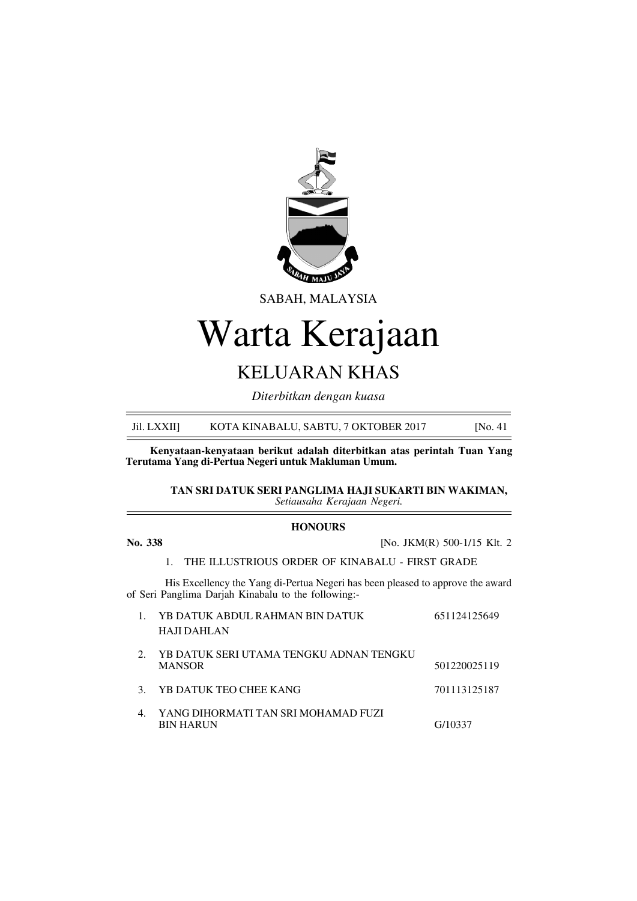SABAH, MALAYSIA

# Warta Kerajaan

## KELUARAN KHAS

*Diterbitkan dengan kuasa*

Jil. LXXII] KOTA KINABALU, SABTU, 7 OKTOBER 2017 [No. 41

**Kenyataan-kenyataan berikut adalah diterbitkan atas perintah Tuan Yang Terutama Yang di-Pertua Negeri untuk Makluman Umum.**

**TAN SRI DATUK SERI PANGLIMA HAJI SUKARTI BIN WAKIMAN,**
*Setiausaha Kerajaan Negeri.*

### HONOURS

**No. 338** [No. JKM(R) 500-1/15 Klt. 2

1. THE ILLUSTRIOUS ORDER OF KINABALU - FIRST GRADE

His Excellency the Yang di-Pertua Negeri has been pleased to approve the award of Seri Panglima Darjah Kinabalu to the following:-

| | | |
|---|---|---|
| 1. | YB DATUK ABDUL RAHMAN BIN DATUK HAJI DAHLAN | 651124125649 |
| 2. | YB DATUK SERI UTAMA TENGKU ADNAN TENGKU MANSOR | 501220025119 |
| 3. | YB DATUK TEO CHEE KANG | 701113125187 |
| 4. | YANG DIHORMATI TAN SRI MOHAMAD FUZI BIN HARUN | G/10337 |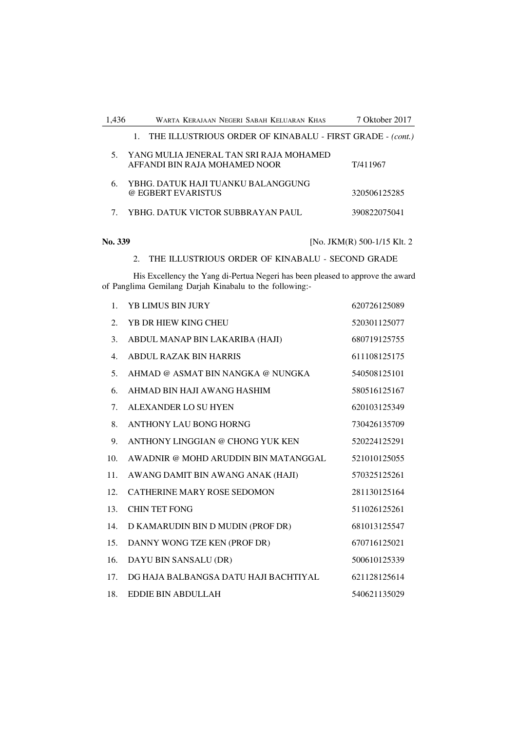1. THE ILLUSTRIOUS ORDER OF KINABALU - FIRST GRADE - *(cont.)*

| | | |
|---|---|---|
| 5. | YANG MULIA JENERAL TAN SRI RAJA MOHAMED AFFANDI BIN RAJA MOHAMED NOOR | T/411967 |
| 6. | YBHG. DATUK HAJI TUANKU BALANGGUNG @ EGBERT EVARISTUS | 320506125285 |
| 7. | YBHG. DATUK VICTOR SUBBRAYAN PAUL | 390822075041 |

**No. 339** [No. JKM(R) 500-1/15 Klt. 2

2. THE ILLUSTRIOUS ORDER OF KINABALU - SECOND GRADE

His Excellency the Yang di-Pertua Negeri has been pleased to approve the award of Panglima Gemilang Darjah Kinabalu to the following:-

| | | |
|---|---|---|
| 1. | YB LIMUS BIN JURY | 620726125089 |
| 2. | YB DR HIEW KING CHEU | 520301125077 |
| 3. | ABDUL MANAP BIN LAKARIBA (HAJI) | 680719125755 |
| 4. | ABDUL RAZAK BIN HARRIS | 611108125175 |
| 5. | AHMAD @ ASMAT BIN NANGKA @ NUNGKA | 540508125101 |
| 6. | AHMAD BIN HAJI AWANG HASHIM | 580516125167 |
| 7. | ALEXANDER LO SU HYEN | 620103125349 |
| 8. | ANTHONY LAU BONG HORNG | 730426135709 |
| 9. | ANTHONY LINGGIAN @ CHONG YUK KEN | 520224125291 |
| 10. | AWADNIR @ MOHD ARUDDIN BIN MATANGGAL | 521010125055 |
| 11. | AWANG DAMIT BIN AWANG ANAK (HAJI) | 570325125261 |
| 12. | CATHERINE MARY ROSE SEDOMON | 281130125164 |
| 13. | CHIN TET FONG | 511026125261 |
| 14. | D KAMARUDIN BIN D MUDIN (PROF DR) | 681013125547 |
| 15. | DANNY WONG TZE KEN (PROF DR) | 670716125021 |
| 16. | DAYU BIN SANSALU (DR) | 500610125339 |
| 17. | DG HAJA BALBANGSA DATU HAJI BACHTIYAL | 621128125614 |
| 18. | EDDIE BIN ABDULLAH | 540621135029 |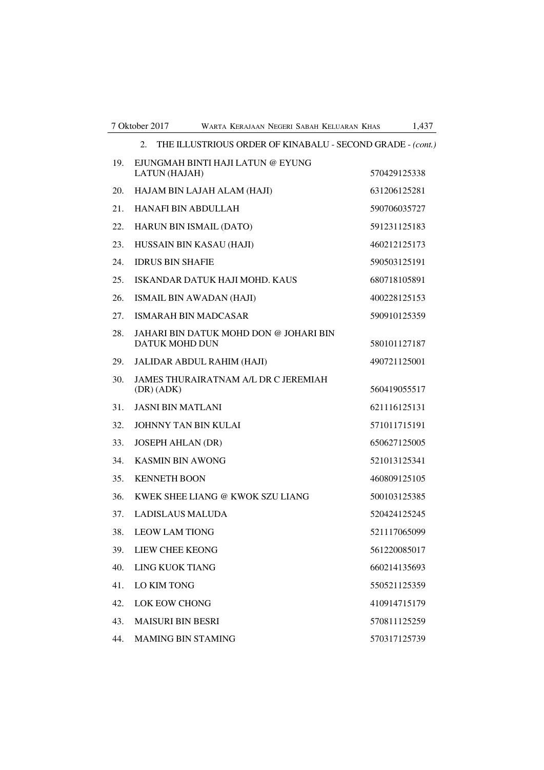2. THE ILLUSTRIOUS ORDER OF KINABALU - SECOND GRADE - *(cont.)*

| | | |
|---|---|---|
| 19. | EJUNGMAH BINTI HAJI LATUN @ EYUNG LATUN (HAJAH) | 570429125338 |
| 20. | HAJAM BIN LAJAH ALAM (HAJI) | 631206125281 |
| 21. | HANAFI BIN ABDULLAH | 590706035727 |
| 22. | HARUN BIN ISMAIL (DATO) | 591231125183 |
| 23. | HUSSAIN BIN KASAU (HAJI) | 460212125173 |
| 24. | IDRUS BIN SHAFIE | 590503125191 |
| 25. | ISKANDAR DATUK HAJI MOHD. KAUS | 680718105891 |
| 26. | ISMAIL BIN AWADAN (HAJI) | 400228125153 |
| 27. | ISMARAH BIN MADCASAR | 590910125359 |
| 28. | JAHARI BIN DATUK MOHD DON @ JOHARI BIN DATUK MOHD DUN | 580101127187 |
| 29. | JALIDAR ABDUL RAHIM (HAJI) | 490721125001 |
| 30. | JAMES THURAIRATNAM A/L DR C JEREMIAH (DR) (ADK) | 560419055517 |
| 31. | JASNI BIN MATLANI | 621116125131 |
| 32. | JOHNNY TAN BIN KULAI | 571011715191 |
| 33. | JOSEPH AHLAN (DR) | 650627125005 |
| 34. | KASMIN BIN AWONG | 521013125341 |
| 35. | KENNETH BOON | 460809125105 |
| 36. | KWEK SHEE LIANG @ KWOK SZU LIANG | 500103125385 |
| 37. | LADISLAUS MALUDA | 520424125245 |
| 38. | LEOW LAM TIONG | 521117065099 |
| 39. | LIEW CHEE KEONG | 561220085017 |
| 40. | LING KUOK TIANG | 660214135693 |
| 41. | LO KIM TONG | 550521125359 |
| 42. | LOK EOW CHONG | 410914715179 |
| 43. | MAISURI BIN BESRI | 570811125259 |
| 44. | MAMING BIN STAMING | 570317125739 |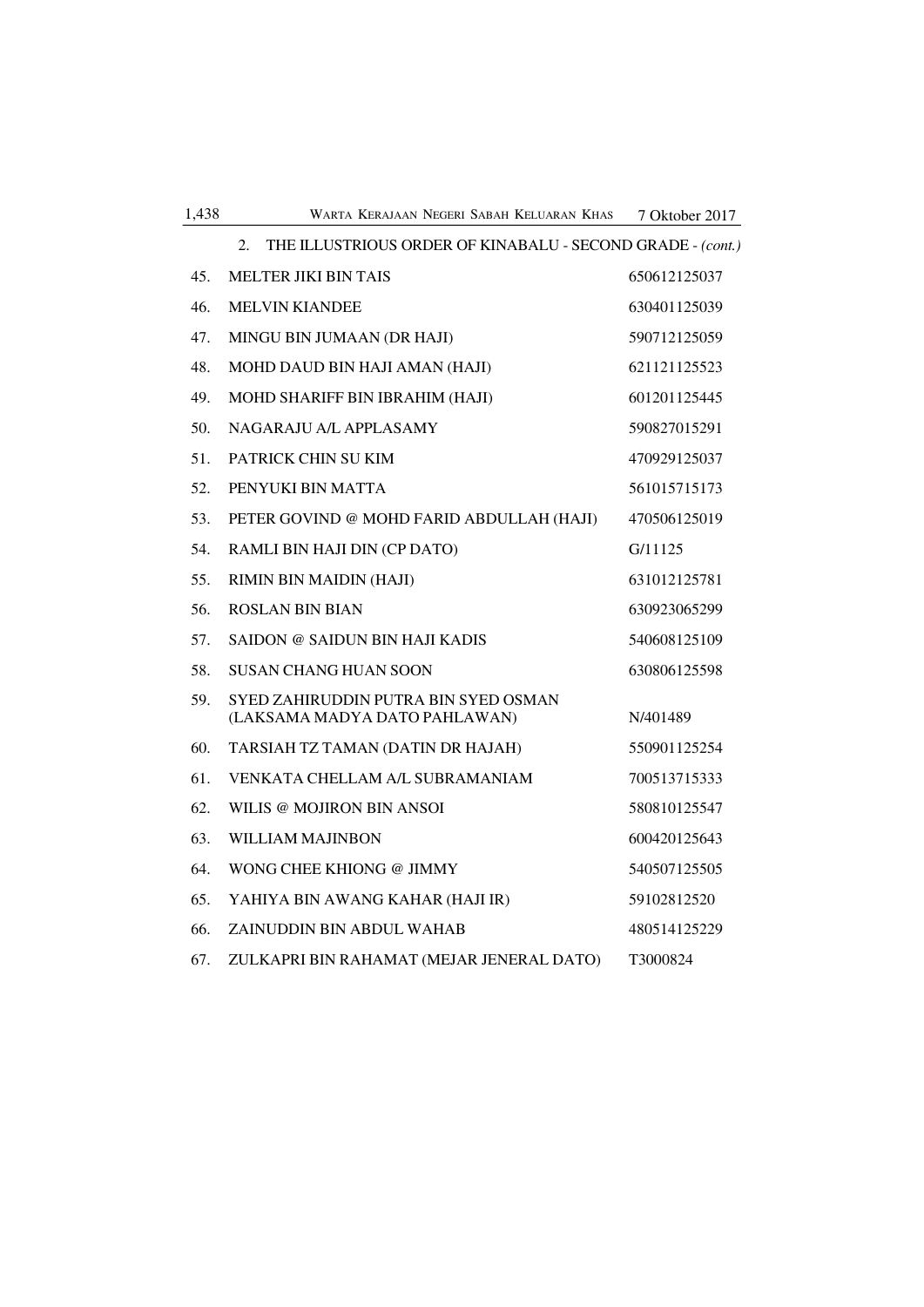2. THE ILLUSTRIOUS ORDER OF KINABALU - SECOND GRADE - *(cont.)*

| | | |
|---|---|---|
| 45. | MELTER JIKI BIN TAIS | 650612125037 |
| 46. | MELVIN KIANDEE | 630401125039 |
| 47. | MINGU BIN JUMAAN (DR HAJI) | 590712125059 |
| 48. | MOHD DAUD BIN HAJI AMAN (HAJI) | 621121125523 |
| 49. | MOHD SHARIFF BIN IBRAHIM (HAJI) | 601201125445 |
| 50. | NAGARAJU A/L APPLASAMY | 590827015291 |
| 51. | PATRICK CHIN SU KIM | 470929125037 |
| 52. | PENYUKI BIN MATTA | 561015715173 |
| 53. | PETER GOVIND @ MOHD FARID ABDULLAH (HAJI) | 470506125019 |
| 54. | RAMLI BIN HAJI DIN (CP DATO) | G/11125 |
| 55. | RIMIN BIN MAIDIN (HAJI) | 631012125781 |
| 56. | ROSLAN BIN BIAN | 630923065299 |
| 57. | SAIDON @ SAIDUN BIN HAJI KADIS | 540608125109 |
| 58. | SUSAN CHANG HUAN SOON | 630806125598 |
| 59. | SYED ZAHIRUDDIN PUTRA BIN SYED OSMAN (LAKSAMA MADYA DATO PAHLAWAN) | N/401489 |
| 60. | TARSIAH TZ TAMAN (DATIN DR HAJAH) | 550901125254 |
| 61. | VENKATA CHELLAM A/L SUBRAMANIAM | 700513715333 |
| 62. | WILIS @ MOJIRON BIN ANSOI | 580810125547 |
| 63. | WILLIAM MAJINBON | 600420125643 |
| 64. | WONG CHEE KHIONG @ JIMMY | 540507125505 |
| 65. | YAHIYA BIN AWANG KAHAR (HAJI IR) | 59102812520 |
| 66. | ZAINUDDIN BIN ABDUL WAHAB | 480514125229 |
| 67. | ZULKAPRI BIN RAHAMAT (MEJAR JENERAL DATO) | T3000824 |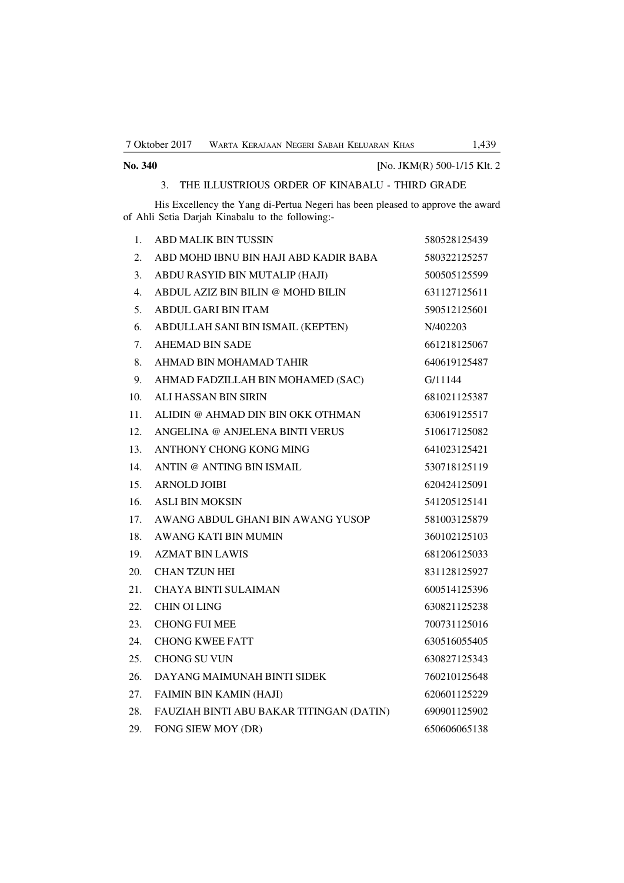**No. 340** [No. JKM(R) 500-1/15 Klt. 2

3. THE ILLUSTRIOUS ORDER OF KINABALU - THIRD GRADE

His Excellency the Yang di-Pertua Negeri has been pleased to approve the award of Ahli Setia Darjah Kinabalu to the following:-

| | | |
|---|---|---|
| 1. | ABD MALIK BIN TUSSIN | 580528125439 |
| 2. | ABD MOHD IBNU BIN HAJI ABD KADIR BABA | 580322125257 |
| 3. | ABDU RASYID BIN MUTALIP (HAJI) | 500505125599 |
| 4. | ABDUL AZIZ BIN BILIN @ MOHD BILIN | 631127125611 |
| 5. | ABDUL GARI BIN ITAM | 590512125601 |
| 6. | ABDULLAH SANI BIN ISMAIL (KEPTEN) | N/402203 |
| 7. | AHEMAD BIN SADE | 661218125067 |
| 8. | AHMAD BIN MOHAMAD TAHIR | 640619125487 |
| 9. | AHMAD FADZILLAH BIN MOHAMED (SAC) | G/11144 |
| 10. | ALI HASSAN BIN SIRIN | 681021125387 |
| 11. | ALIDIN @ AHMAD DIN BIN OKK OTHMAN | 630619125517 |
| 12. | ANGELINA @ ANJELENA BINTI VERUS | 510617125082 |
| 13. | ANTHONY CHONG KONG MING | 641023125421 |
| 14. | ANTIN @ ANTING BIN ISMAIL | 530718125119 |
| 15. | ARNOLD JOIBI | 620424125091 |
| 16. | ASLI BIN MOKSIN | 541205125141 |
| 17. | AWANG ABDUL GHANI BIN AWANG YUSOP | 581003125879 |
| 18. | AWANG KATI BIN MUMIN | 360102125103 |
| 19. | AZMAT BIN LAWIS | 681206125033 |
| 20. | CHAN TZUN HEI | 831128125927 |
| 21. | CHAYA BINTI SULAIMAN | 600514125396 |
| 22. | CHIN OI LING | 630821125238 |
| 23. | CHONG FUI MEE | 700731125016 |
| 24. | CHONG KWEE FATT | 630516055405 |
| 25. | CHONG SU VUN | 630827125343 |
| 26. | DAYANG MAIMUNAH BINTI SIDEK | 760210125648 |
| 27. | FAIMIN BIN KAMIN (HAJI) | 620601125229 |
| 28. | FAUZIAH BINTI ABU BAKAR TITINGAN (DATIN) | 690901125902 |
| 29. | FONG SIEW MOY (DR) | 650606065138 |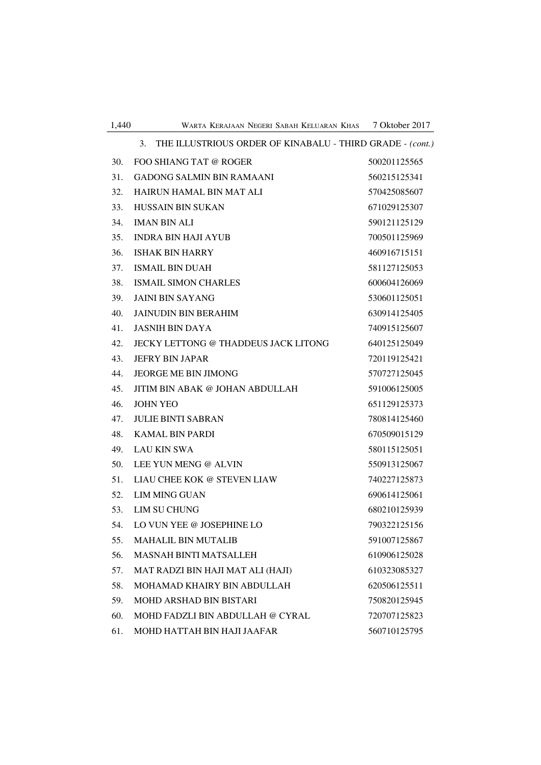3. THE ILLUSTRIOUS ORDER OF KINABALU - THIRD GRADE - *(cont.)*

| | | |
|---|---|---|
| 30. | FOO SHIANG TAT @ ROGER | 500201125565 |
| 31. | GADONG SALMIN BIN RAMAANI | 560215125341 |
| 32. | HAIRUN HAMAL BIN MAT ALI | 570425085607 |
| 33. | HUSSAIN BIN SUKAN | 671029125307 |
| 34. | IMAN BIN ALI | 590121125129 |
| 35. | INDRA BIN HAJI AYUB | 700501125969 |
| 36. | ISHAK BIN HARRY | 460916715151 |
| 37. | ISMAIL BIN DUAH | 581127125053 |
| 38. | ISMAIL SIMON CHARLES | 600604126069 |
| 39. | JAINI BIN SAYANG | 530601125051 |
| 40. | JAINUDIN BIN BERAHIM | 630914125405 |
| 41. | JASNIH BIN DAYA | 740915125607 |
| 42. | JECKY LETTONG @ THADDEUS JACK LITONG | 640125125049 |
| 43. | JEFRY BIN JAPAR | 720119125421 |
| 44. | JEORGE ME BIN JIMONG | 570727125045 |
| 45. | JITIM BIN ABAK @ JOHAN ABDULLAH | 591006125005 |
| 46. | JOHN YEO | 651129125373 |
| 47. | JULIE BINTI SABRAN | 780814125460 |
| 48. | KAMAL BIN PARDI | 670509015129 |
| 49. | LAU KIN SWA | 580115125051 |
| 50. | LEE YUN MENG @ ALVIN | 550913125067 |
| 51. | LIAU CHEE KOK @ STEVEN LIAW | 740227125873 |
| 52. | LIM MING GUAN | 690614125061 |
| 53. | LIM SU CHUNG | 680210125939 |
| 54. | LO VUN YEE @ JOSEPHINE LO | 790322125156 |
| 55. | MAHALIL BIN MUTALIB | 591007125867 |
| 56. | MASNAH BINTI MATSALLEH | 610906125028 |
| 57. | MAT RADZI BIN HAJI MAT ALI (HAJI) | 610323085327 |
| 58. | MOHAMAD KHAIRY BIN ABDULLAH | 620506125511 |
| 59. | MOHD ARSHAD BIN BISTARI | 750820125945 |
| 60. | MOHD FADZLI BIN ABDULLAH @ CYRAL | 720707125823 |
| 61. | MOHD HATTAH BIN HAJI JAAFAR | 560710125795 |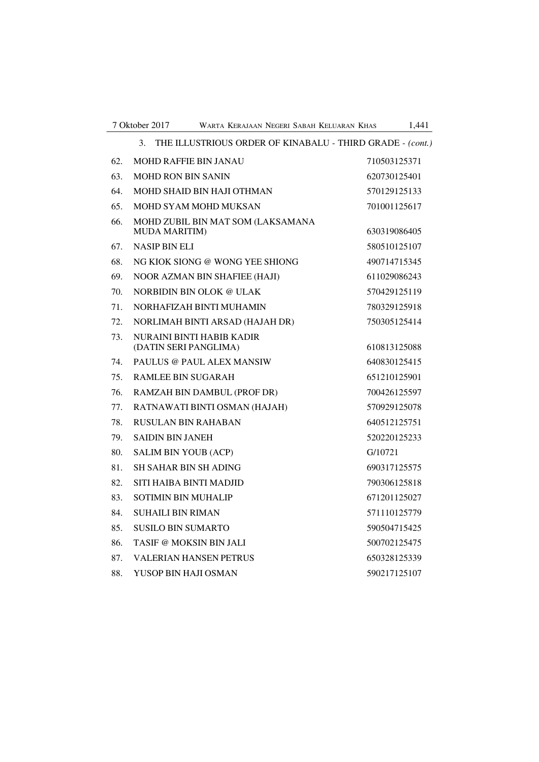### 3. THE ILLUSTRIOUS ORDER OF KINABALU - THIRD GRADE - *(cont.)*

| | | |
|---|---|---|
| 62. | MOHD RAFFIE BIN JANAU | 710503125371 |
| 63. | MOHD RON BIN SANIN | 620730125401 |
| 64. | MOHD SHAID BIN HAJI OTHMAN | 570129125133 |
| 65. | MOHD SYAM MOHD MUKSAN | 701001125617 |
| 66. | MOHD ZUBIL BIN MAT SOM (LAKSAMANA MUDA MARITIM) | 630319086405 |
| 67. | NASIP BIN ELI | 580510125107 |
| 68. | NG KIOK SIONG @ WONG YEE SHIONG | 490714715345 |
| 69. | NOOR AZMAN BIN SHAFIEE (HAJI) | 611029086243 |
| 70. | NORBIDIN BIN OLOK @ ULAK | 570429125119 |
| 71. | NORHAFIZAH BINTI MUHAMIN | 780329125918 |
| 72. | NORLIMAH BINTI ARSAD (HAJAH DR) | 750305125414 |
| 73. | NURAINI BINTI HABIB KADIR (DATIN SERI PANGLIMA) | 610813125088 |
| 74. | PAULUS @ PAUL ALEX MANSIW | 640830125415 |
| 75. | RAMLEE BIN SUGARAH | 651210125901 |
| 76. | RAMZAH BIN DAMBUL (PROF DR) | 700426125597 |
| 77. | RATNAWATI BINTI OSMAN (HAJAH) | 570929125078 |
| 78. | RUSULAN BIN RAHABAN | 640512125751 |
| 79. | SAIDIN BIN JANEH | 520220125233 |
| 80. | SALIM BIN YOUB (ACP) | G/10721 |
| 81. | SH SAHAR BIN SH ADING | 690317125575 |
| 82. | SITI HAIBA BINTI MADJID | 790306125818 |
| 83. | SOTIMIN BIN MUHALIP | 671201125027 |
| 84. | SUHAILI BIN RIMAN | 571110125779 |
| 85. | SUSILO BIN SUMARTO | 590504715425 |
| 86. | TASIF @ MOKSIN BIN JALI | 500702125475 |
| 87. | VALERIAN HANSEN PETRUS | 650328125339 |
| 88. | YUSOP BIN HAJI OSMAN | 590217125107 |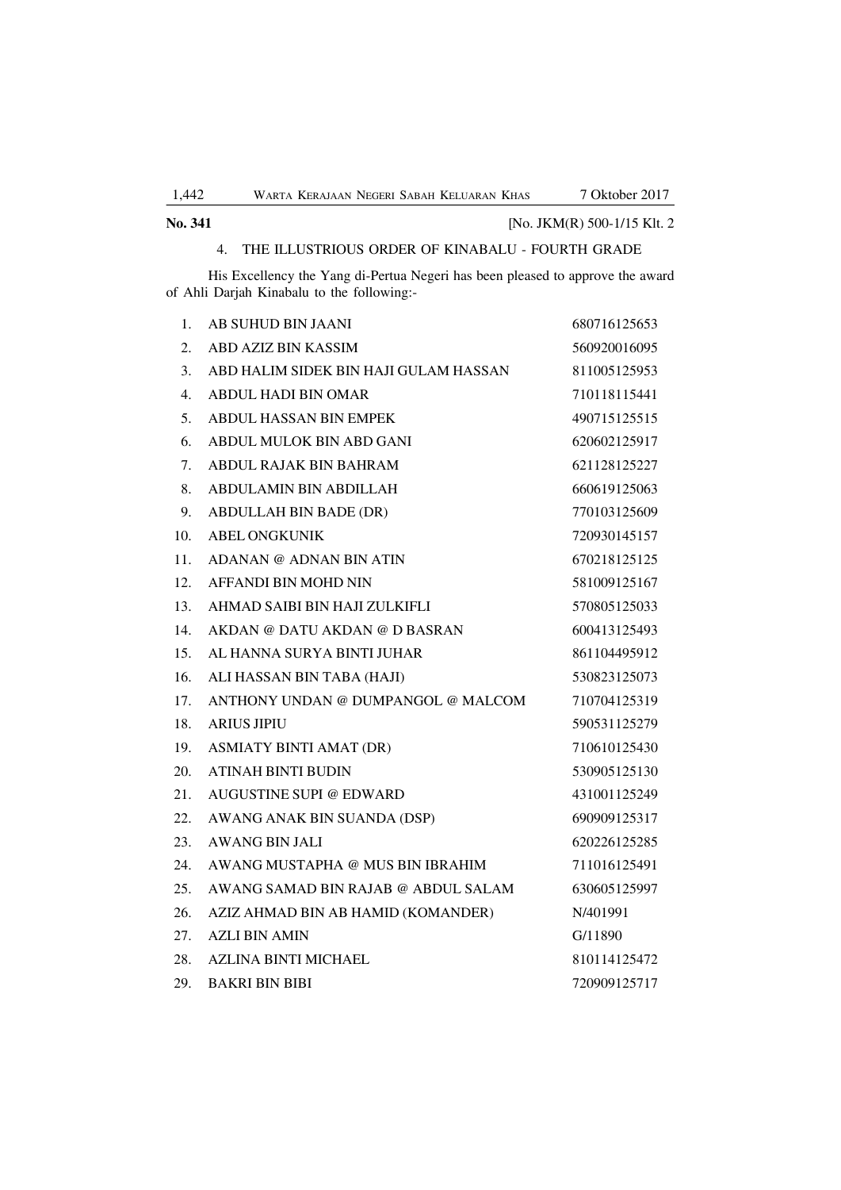**No. 341** [No. JKM(R) 500-1/15 Klt. 2

4. THE ILLUSTRIOUS ORDER OF KINABALU - FOURTH GRADE

His Excellency the Yang di-Pertua Negeri has been pleased to approve the award of Ahli Darjah Kinabalu to the following:-

| | | |
|---|---|---|
| 1. | AB SUHUD BIN JAANI | 680716125653 |
| 2. | ABD AZIZ BIN KASSIM | 560920016095 |
| 3. | ABD HALIM SIDEK BIN HAJI GULAM HASSAN | 811005125953 |
| 4. | ABDUL HADI BIN OMAR | 710118115441 |
| 5. | ABDUL HASSAN BIN EMPEK | 490715125515 |
| 6. | ABDUL MULOK BIN ABD GANI | 620602125917 |
| 7. | ABDUL RAJAK BIN BAHRAM | 621128125227 |
| 8. | ABDULAMIN BIN ABDILLAH | 660619125063 |
| 9. | ABDULLAH BIN BADE (DR) | 770103125609 |
| 10. | ABEL ONGKUNIK | 720930145157 |
| 11. | ADANAN @ ADNAN BIN ATIN | 670218125125 |
| 12. | AFFANDI BIN MOHD NIN | 581009125167 |
| 13. | AHMAD SAIBI BIN HAJI ZULKIFLI | 570805125033 |
| 14. | AKDAN @ DATU AKDAN @ D BASRAN | 600413125493 |
| 15. | AL HANNA SURYA BINTI JUHAR | 861104495912 |
| 16. | ALI HASSAN BIN TABA (HAJI) | 530823125073 |
| 17. | ANTHONY UNDAN @ DUMPANGOL @ MALCOM | 710704125319 |
| 18. | ARIUS JIPIU | 590531125279 |
| 19. | ASMIATY BINTI AMAT (DR) | 710610125430 |
| 20. | ATINAH BINTI BUDIN | 530905125130 |
| 21. | AUGUSTINE SUPI @ EDWARD | 431001125249 |
| 22. | AWANG ANAK BIN SUANDA (DSP) | 690909125317 |
| 23. | AWANG BIN JALI | 620226125285 |
| 24. | AWANG MUSTAPHA @ MUS BIN IBRAHIM | 711016125491 |
| 25. | AWANG SAMAD BIN RAJAB @ ABDUL SALAM | 630605125997 |
| 26. | AZIZ AHMAD BIN AB HAMID (KOMANDER) | N/401991 |
| 27. | AZLI BIN AMIN | G/11890 |
| 28. | AZLINA BINTI MICHAEL | 810114125472 |
| 29. | BAKRI BIN BIBI | 720909125717 |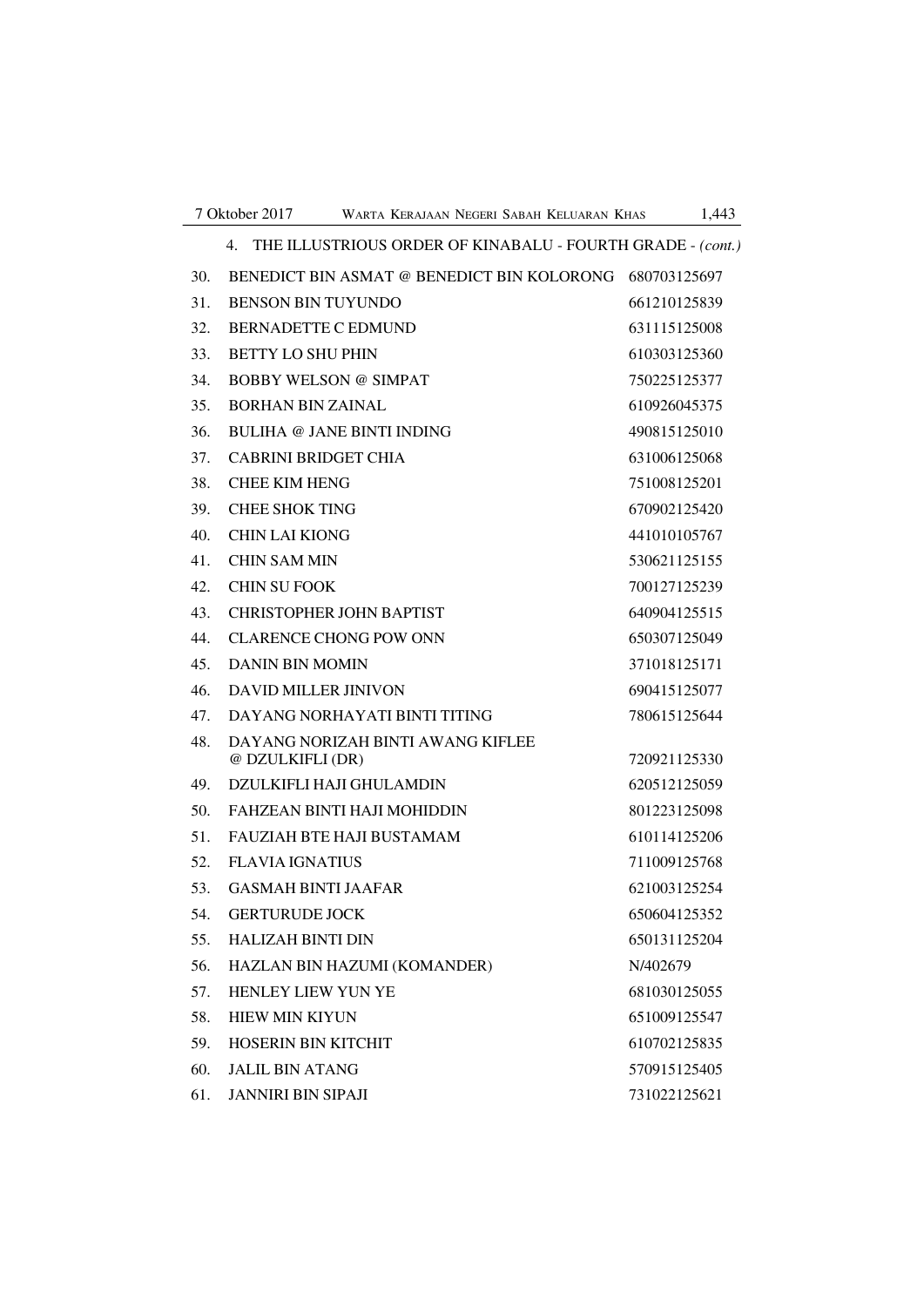4. THE ILLUSTRIOUS ORDER OF KINABALU - FOURTH GRADE - *(cont.)*

| | | |
|---|---|---|
| 30. | BENEDICT BIN ASMAT @ BENEDICT BIN KOLORONG | 680703125697 |
| 31. | BENSON BIN TUYUNDO | 661210125839 |
| 32. | BERNADETTE C EDMUND | 631115125008 |
| 33. | BETTY LO SHU PHIN | 610303125360 |
| 34. | BOBBY WELSON @ SIMPAT | 750225125377 |
| 35. | BORHAN BIN ZAINAL | 610926045375 |
| 36. | BULIHA @ JANE BINTI INDING | 490815125010 |
| 37. | CABRINI BRIDGET CHIA | 631006125068 |
| 38. | CHEE KIM HENG | 751008125201 |
| 39. | CHEE SHOK TING | 670902125420 |
| 40. | CHIN LAI KIONG | 441010105767 |
| 41. | CHIN SAM MIN | 530621125155 |
| 42. | CHIN SU FOOK | 700127125239 |
| 43. | CHRISTOPHER JOHN BAPTIST | 640904125515 |
| 44. | CLARENCE CHONG POW ONN | 650307125049 |
| 45. | DANIN BIN MOMIN | 371018125171 |
| 46. | DAVID MILLER JINIVON | 690415125077 |
| 47. | DAYANG NORHAYATI BINTI TITING | 780615125644 |
| 48. | DAYANG NORIZAH BINTI AWANG KIFLEE @ DZULKIFLI (DR) | 720921125330 |
| 49. | DZULKIFLI HAJI GHULAMDIN | 620512125059 |
| 50. | FAHZEAN BINTI HAJI MOHIDDIN | 801223125098 |
| 51. | FAUZIAH BTE HAJI BUSTAMAM | 610114125206 |
| 52. | FLAVIA IGNATIUS | 711009125768 |
| 53. | GASMAH BINTI JAAFAR | 621003125254 |
| 54. | GERTURUDE JOCK | 650604125352 |
| 55. | HALIZAH BINTI DIN | 650131125204 |
| 56. | HAZLAN BIN HAZUMI (KOMANDER) | N/402679 |
| 57. | HENLEY LIEW YUN YE | 681030125055 |
| 58. | HIEW MIN KIYUN | 651009125547 |
| 59. | HOSERIN BIN KITCHIT | 610702125835 |
| 60. | JALIL BIN ATANG | 570915125405 |
| 61. | JANNIRI BIN SIPAJI | 731022125621 |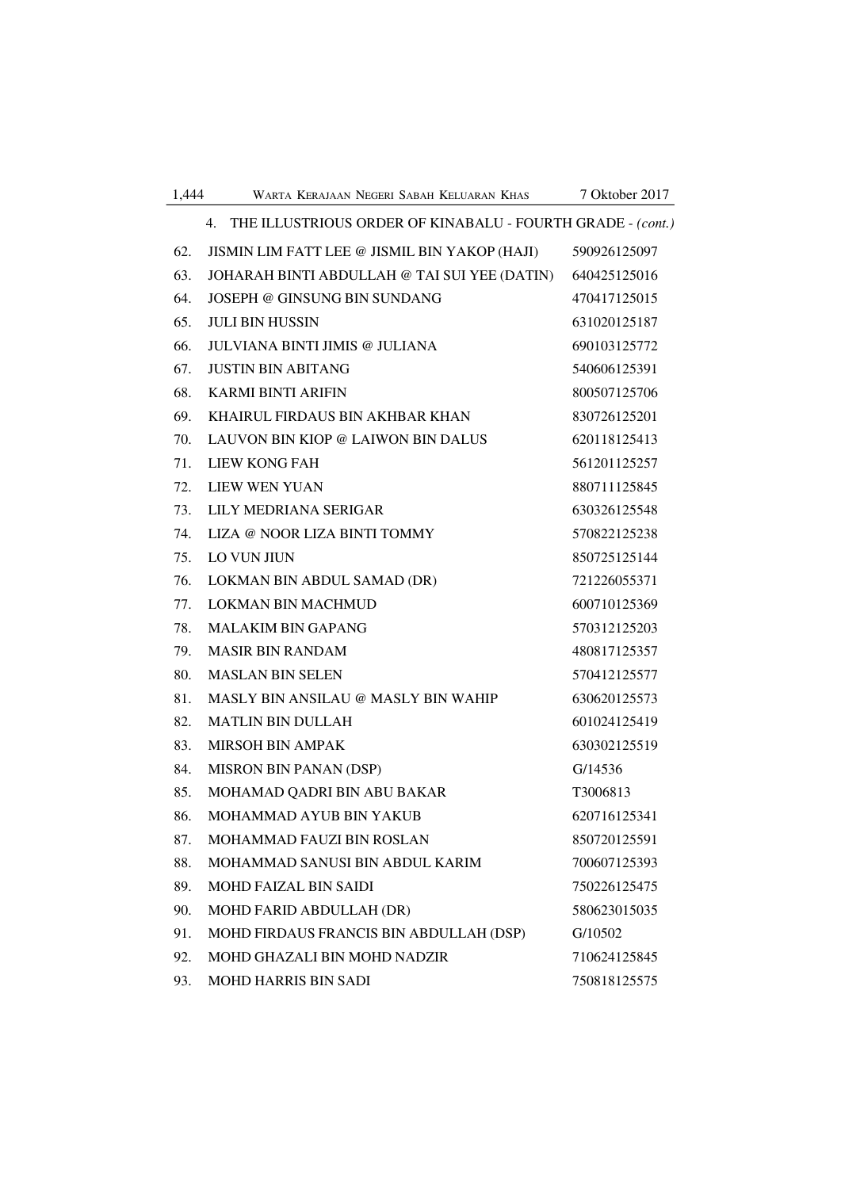4. THE ILLUSTRIOUS ORDER OF KINABALU - FOURTH GRADE - *(cont.)*

| | | |
|---|---|---|
| 62. | JISMIN LIM FATT LEE @ JISMIL BIN YAKOP (HAJI) | 590926125097 |
| 63. | JOHARAH BINTI ABDULLAH @ TAI SUI YEE (DATIN) | 640425125016 |
| 64. | JOSEPH @ GINSUNG BIN SUNDANG | 470417125015 |
| 65. | JULI BIN HUSSIN | 631020125187 |
| 66. | JULVIANA BINTI JIMIS @ JULIANA | 690103125772 |
| 67. | JUSTIN BIN ABITANG | 540606125391 |
| 68. | KARMI BINTI ARIFIN | 800507125706 |
| 69. | KHAIRUL FIRDAUS BIN AKHBAR KHAN | 830726125201 |
| 70. | LAUVON BIN KIOP @ LAIWON BIN DALUS | 620118125413 |
| 71. | LIEW KONG FAH | 561201125257 |
| 72. | LIEW WEN YUAN | 880711125845 |
| 73. | LILY MEDRIANA SERIGAR | 630326125548 |
| 74. | LIZA @ NOOR LIZA BINTI TOMMY | 570822125238 |
| 75. | LO VUN JIUN | 850725125144 |
| 76. | LOKMAN BIN ABDUL SAMAD (DR) | 721226055371 |
| 77. | LOKMAN BIN MACHMUD | 600710125369 |
| 78. | MALAKIM BIN GAPANG | 570312125203 |
| 79. | MASIR BIN RANDAM | 480817125357 |
| 80. | MASLAN BIN SELEN | 570412125577 |
| 81. | MASLY BIN ANSILAU @ MASLY BIN WAHIP | 630620125573 |
| 82. | MATLIN BIN DULLAH | 601024125419 |
| 83. | MIRSOH BIN AMPAK | 630302125519 |
| 84. | MISRON BIN PANAN (DSP) | G/14536 |
| 85. | MOHAMAD QADRI BIN ABU BAKAR | T3006813 |
| 86. | MOHAMMAD AYUB BIN YAKUB | 620716125341 |
| 87. | MOHAMMAD FAUZI BIN ROSLAN | 850720125591 |
| 88. | MOHAMMAD SANUSI BIN ABDUL KARIM | 700607125393 |
| 89. | MOHD FAIZAL BIN SAIDI | 750226125475 |
| 90. | MOHD FARID ABDULLAH (DR) | 580623015035 |
| 91. | MOHD FIRDAUS FRANCIS BIN ABDULLAH (DSP) | G/10502 |
| 92. | MOHD GHAZALI BIN MOHD NADZIR | 710624125845 |
| 93. | MOHD HARRIS BIN SADI | 750818125575 |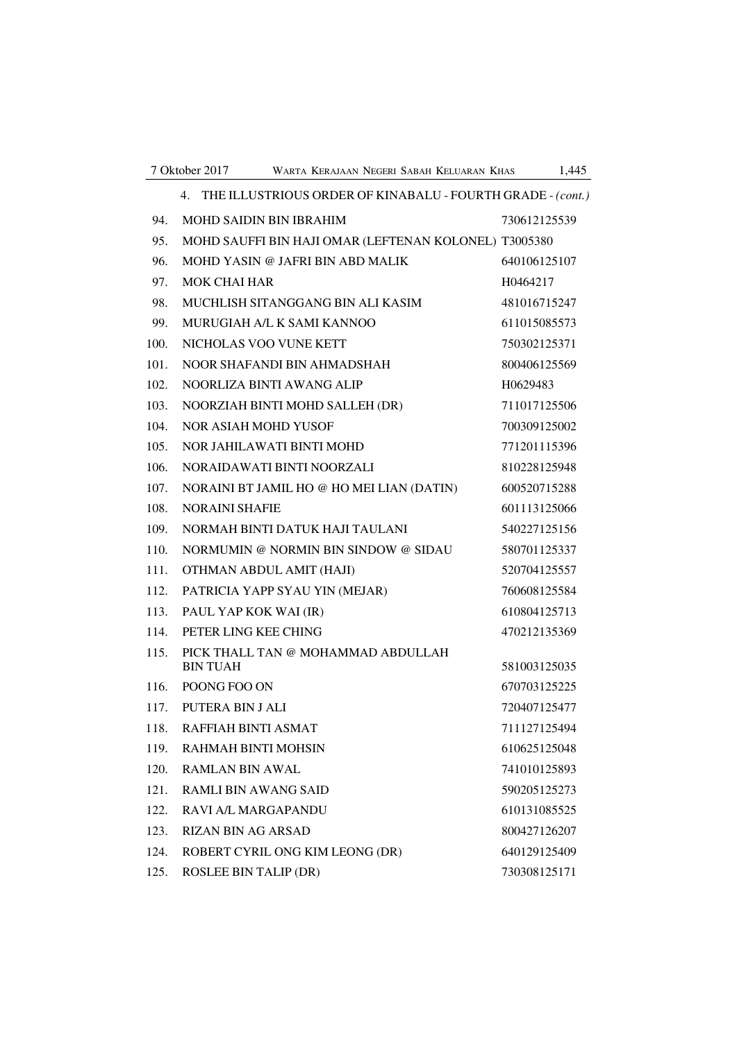4. THE ILLUSTRIOUS ORDER OF KINABALU - FOURTH GRADE - *(cont.)*

| | | |
|---|---|---|
| 94. | MOHD SAIDIN BIN IBRAHIM | 730612125539 |
| 95. | MOHD SAUFFI BIN HAJI OMAR (LEFTENAN KOLONEL) | T3005380 |
| 96. | MOHD YASIN @ JAFRI BIN ABD MALIK | 640106125107 |
| 97. | MOK CHAI HAR | H0464217 |
| 98. | MUCHLISH SITANGGANG BIN ALI KASIM | 481016715247 |
| 99. | MURUGIAH A/L K SAMI KANNOO | 611015085573 |
| 100. | NICHOLAS VOO VUNE KETT | 750302125371 |
| 101. | NOOR SHAFANDI BIN AHMADSHAH | 800406125569 |
| 102. | NOORLIZA BINTI AWANG ALIP | H0629483 |
| 103. | NOORZIAH BINTI MOHD SALLEH (DR) | 711017125506 |
| 104. | NOR ASIAH MOHD YUSOF | 700309125002 |
| 105. | NOR JAHILAWATI BINTI MOHD | 771201115396 |
| 106. | NORAIDAWATI BINTI NOORZALI | 810228125948 |
| 107. | NORAINI BT JAMIL HO @ HO MEI LIAN (DATIN) | 600520715288 |
| 108. | NORAINI SHAFIE | 601113125066 |
| 109. | NORMAH BINTI DATUK HAJI TAULANI | 540227125156 |
| 110. | NORMUMIN @ NORMIN BIN SINDOW @ SIDAU | 580701125337 |
| 111. | OTHMAN ABDUL AMIT (HAJI) | 520704125557 |
| 112. | PATRICIA YAPP SYAU YIN (MEJAR) | 760608125584 |
| 113. | PAUL YAP KOK WAI (IR) | 610804125713 |
| 114. | PETER LING KEE CHING | 470212135369 |
| 115. | PICK THALL TAN @ MOHAMMAD ABDULLAH BIN TUAH | 581003125035 |
| 116. | POONG FOO ON | 670703125225 |
| 117. | PUTERA BIN J ALI | 720407125477 |
| 118. | RAFFIAH BINTI ASMAT | 711127125494 |
| 119. | RAHMAH BINTI MOHSIN | 610625125048 |
| 120. | RAMLAN BIN AWAL | 741010125893 |
| 121. | RAMLI BIN AWANG SAID | 590205125273 |
| 122. | RAVI A/L MARGAPANDU | 610131085525 |
| 123. | RIZAN BIN AG ARSAD | 800427126207 |
| 124. | ROBERT CYRIL ONG KIM LEONG (DR) | 640129125409 |
| 125. | ROSLEE BIN TALIP (DR) | 730308125171 |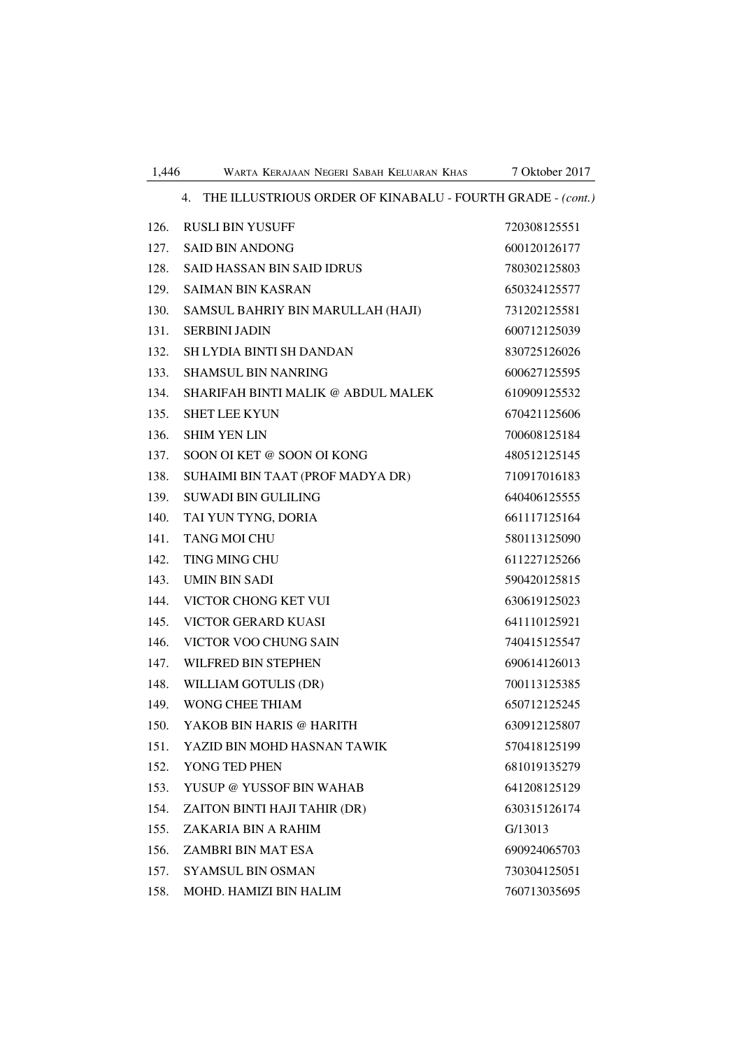4. THE ILLUSTRIOUS ORDER OF KINABALU - FOURTH GRADE - *(cont.)*

| | | |
|---|---|---|
| 126. | RUSLI BIN YUSUFF | 720308125551 |
| 127. | SAID BIN ANDONG | 600120126177 |
| 128. | SAID HASSAN BIN SAID IDRUS | 780302125803 |
| 129. | SAIMAN BIN KASRAN | 650324125577 |
| 130. | SAMSUL BAHRIY BIN MARULLAH (HAJI) | 731202125581 |
| 131. | SERBINI JADIN | 600712125039 |
| 132. | SH LYDIA BINTI SH DANDAN | 830725126026 |
| 133. | SHAMSUL BIN NANRING | 600627125595 |
| 134. | SHARIFAH BINTI MALIK @ ABDUL MALEK | 610909125532 |
| 135. | SHET LEE KYUN | 670421125606 |
| 136. | SHIM YEN LIN | 700608125184 |
| 137. | SOON OI KET @ SOON OI KONG | 480512125145 |
| 138. | SUHAIMI BIN TAAT (PROF MADYA DR) | 710917016183 |
| 139. | SUWADI BIN GULILING | 640406125555 |
| 140. | TAI YUN TYNG, DORIA | 661117125164 |
| 141. | TANG MOI CHU | 580113125090 |
| 142. | TING MING CHU | 611227125266 |
| 143. | UMIN BIN SADI | 590420125815 |
| 144. | VICTOR CHONG KET VUI | 630619125023 |
| 145. | VICTOR GERARD KUASI | 641110125921 |
| 146. | VICTOR VOO CHUNG SAIN | 740415125547 |
| 147. | WILFRED BIN STEPHEN | 690614126013 |
| 148. | WILLIAM GOTULIS (DR) | 700113125385 |
| 149. | WONG CHEE THIAM | 650712125245 |
| 150. | YAKOB BIN HARIS @ HARITH | 630912125807 |
| 151. | YAZID BIN MOHD HASNAN TAWIK | 570418125199 |
| 152. | YONG TED PHEN | 681019135279 |
| 153. | YUSUP @ YUSSOF BIN WAHAB | 641208125129 |
| 154. | ZAITON BINTI HAJI TAHIR (DR) | 630315126174 |
| 155. | ZAKARIA BIN A RAHIM | G/13013 |
| 156. | ZAMBRI BIN MAT ESA | 690924065703 |
| 157. | SYAMSUL BIN OSMAN | 730304125051 |
| 158. | MOHD. HAMIZI BIN HALIM | 760713035695 |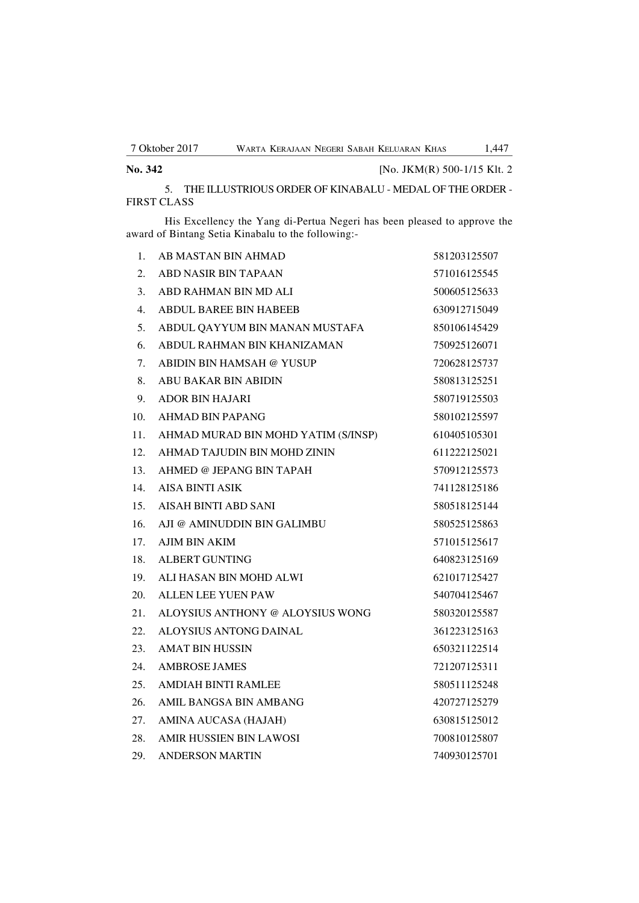**No. 342** [No. JKM(R) 500-1/15 Klt. 2

5. THE ILLUSTRIOUS ORDER OF KINABALU - MEDAL OF THE ORDER - FIRST CLASS

His Excellency the Yang di-Pertua Negeri has been pleased to approve the award of Bintang Setia Kinabalu to the following:-

| | | |
|---|---|---|
| 1. | AB MASTAN BIN AHMAD | 581203125507 |
| 2. | ABD NASIR BIN TAPAAN | 571016125545 |
| 3. | ABD RAHMAN BIN MD ALI | 500605125633 |
| 4. | ABDUL BAREE BIN HABEEB | 630912715049 |
| 5. | ABDUL QAYYUM BIN MANAN MUSTAFA | 850106145429 |
| 6. | ABDUL RAHMAN BIN KHANIZAMAN | 750925126071 |
| 7. | ABIDIN BIN HAMSAH @ YUSUP | 720628125737 |
| 8. | ABU BAKAR BIN ABIDIN | 580813125251 |
| 9. | ADOR BIN HAJARI | 580719125503 |
| 10. | AHMAD BIN PAPANG | 580102125597 |
| 11. | AHMAD MURAD BIN MOHD YATIM (S/INSP) | 610405105301 |
| 12. | AHMAD TAJUDIN BIN MOHD ZININ | 611222125021 |
| 13. | AHMED @ JEPANG BIN TAPAH | 570912125573 |
| 14. | AISA BINTI ASIK | 741128125186 |
| 15. | AISAH BINTI ABD SANI | 580518125144 |
| 16. | AJI @ AMINUDDIN BIN GALIMBU | 580525125863 |
| 17. | AJIM BIN AKIM | 571015125617 |
| 18. | ALBERT GUNTING | 640823125169 |
| 19. | ALI HASAN BIN MOHD ALWI | 621017125427 |
| 20. | ALLEN LEE YUEN PAW | 540704125467 |
| 21. | ALOYSIUS ANTHONY @ ALOYSIUS WONG | 580320125587 |
| 22. | ALOYSIUS ANTONG DAINAL | 361223125163 |
| 23. | AMAT BIN HUSSIN | 650321122514 |
| 24. | AMBROSE JAMES | 721207125311 |
| 25. | AMDIAH BINTI RAMLEE | 580511125248 |
| 26. | AMIL BANGSA BIN AMBANG | 420727125279 |
| 27. | AMINA AUCASA (HAJAH) | 630815125012 |
| 28. | AMIR HUSSIEN BIN LAWOSI | 700810125807 |
| 29. | ANDERSON MARTIN | 740930125701 |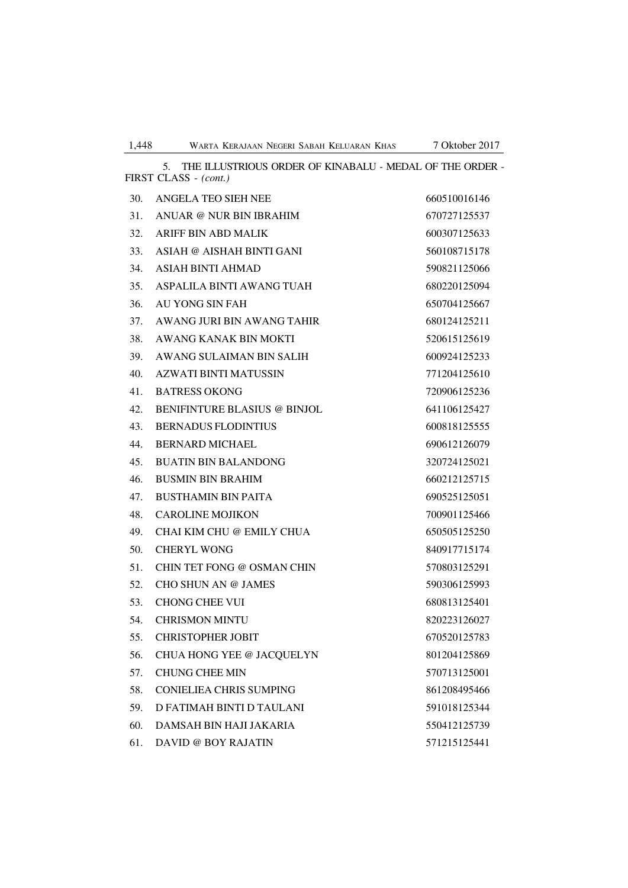5. THE ILLUSTRIOUS ORDER OF KINABALU - MEDAL OF THE ORDER - FIRST CLASS - *(cont.)*

| | | |
|---|---|---|
| 30. | ANGELA TEO SIEH NEE | 660510016146 |
| 31. | ANUAR @ NUR BIN IBRAHIM | 670727125537 |
| 32. | ARIFF BIN ABD MALIK | 600307125633 |
| 33. | ASIAH @ AISHAH BINTI GANI | 560108715178 |
| 34. | ASIAH BINTI AHMAD | 590821125066 |
| 35. | ASPALILA BINTI AWANG TUAH | 680220125094 |
| 36. | AU YONG SIN FAH | 650704125667 |
| 37. | AWANG JURI BIN AWANG TAHIR | 680124125211 |
| 38. | AWANG KANAK BIN MOKTI | 520615125619 |
| 39. | AWANG SULAIMAN BIN SALIH | 600924125233 |
| 40. | AZWATI BINTI MATUSSIN | 771204125610 |
| 41. | BATRESS OKONG | 720906125236 |
| 42. | BENIFINTURE BLASIUS @ BINJOL | 641106125427 |
| 43. | BERNADUS FLODINTIUS | 600818125555 |
| 44. | BERNARD MICHAEL | 690612126079 |
| 45. | BUATIN BIN BALANDONG | 320724125021 |
| 46. | BUSMIN BIN BRAHIM | 660212125715 |
| 47. | BUSTHAMIN BIN PAITA | 690525125051 |
| 48. | CAROLINE MOJIKON | 700901125466 |
| 49. | CHAI KIM CHU @ EMILY CHUA | 650505125250 |
| 50. | CHERYL WONG | 840917715174 |
| 51. | CHIN TET FONG @ OSMAN CHIN | 570803125291 |
| 52. | CHO SHUN AN @ JAMES | 590306125993 |
| 53. | CHONG CHEE VUI | 680813125401 |
| 54. | CHRISMON MINTU | 820223126027 |
| 55. | CHRISTOPHER JOBIT | 670520125783 |
| 56. | CHUA HONG YEE @ JACQUELYN | 801204125869 |
| 57. | CHUNG CHEE MIN | 570713125001 |
| 58. | CONIELIEA CHRIS SUMPING | 861208495466 |
| 59. | D FATIMAH BINTI D TAULANI | 591018125344 |
| 60. | DAMSAH BIN HAJI JAKARIA | 550412125739 |
| 61. | DAVID @ BOY RAJATIN | 571215125441 |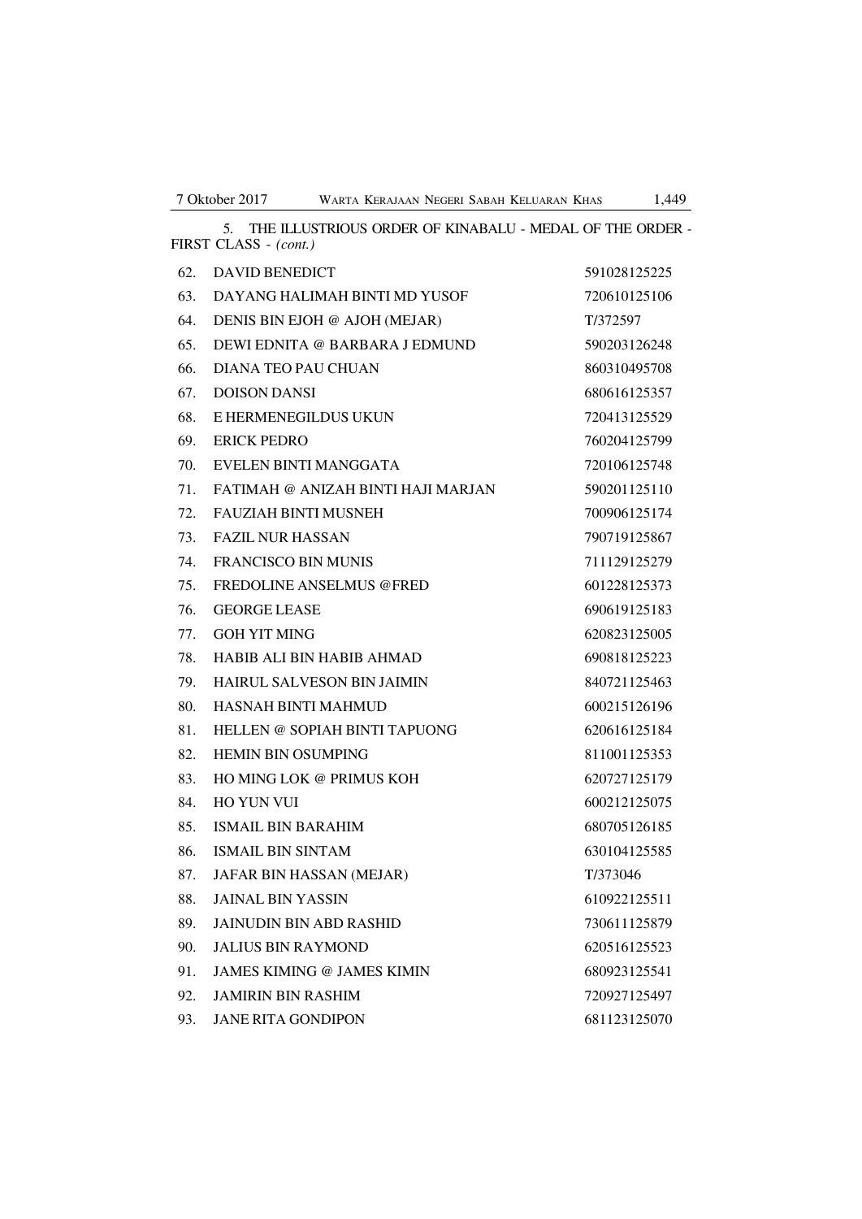5. THE ILLUSTRIOUS ORDER OF KINABALU - MEDAL OF THE ORDER - FIRST CLASS - *(cont.)*

| | | |
|---|---|---|
| 62. | DAVID BENEDICT | 591028125225 |
| 63. | DAYANG HALIMAH BINTI MD YUSOF | 720610125106 |
| 64. | DENIS BIN EJOH @ AJOH (MEJAR) | T/372597 |
| 65. | DEWI EDNITA @ BARBARA J EDMUND | 590203126248 |
| 66. | DIANA TEO PAU CHUAN | 860310495708 |
| 67. | DOISON DANSI | 680616125357 |
| 68. | E HERMENEGILDUS UKUN | 720413125529 |
| 69. | ERICK PEDRO | 760204125799 |
| 70. | EVELEN BINTI MANGGATA | 720106125748 |
| 71. | FATIMAH @ ANIZAH BINTI HAJI MARJAN | 590201125110 |
| 72. | FAUZIAH BINTI MUSNEH | 700906125174 |
| 73. | FAZIL NUR HASSAN | 790719125867 |
| 74. | FRANCISCO BIN MUNIS | 711129125279 |
| 75. | FREDOLINE ANSELMUS @FRED | 601228125373 |
| 76. | GEORGE LEASE | 690619125183 |
| 77. | GOH YIT MING | 620823125005 |
| 78. | HABIB ALI BIN HABIB AHMAD | 690818125223 |
| 79. | HAIRUL SALVESON BIN JAIMIN | 840721125463 |
| 80. | HASNAH BINTI MAHMUD | 600215126196 |
| 81. | HELLEN @ SOPIAH BINTI TAPUONG | 620616125184 |
| 82. | HEMIN BIN OSUMPING | 811001125353 |
| 83. | HO MING LOK @ PRIMUS KOH | 620727125179 |
| 84. | HO YUN VUI | 600212125075 |
| 85. | ISMAIL BIN BARAHIM | 680705126185 |
| 86. | ISMAIL BIN SINTAM | 630104125585 |
| 87. | JAFAR BIN HASSAN (MEJAR) | T/373046 |
| 88. | JAINAL BIN YASSIN | 610922125511 |
| 89. | JAINUDIN BIN ABD RASHID | 730611125879 |
| 90. | JALIUS BIN RAYMOND | 620516125523 |
| 91. | JAMES KIMING @ JAMES KIMIN | 680923125541 |
| 92. | JAMIRIN BIN RASHIM | 720927125497 |
| 93. | JANE RITA GONDIPON | 681123125070 |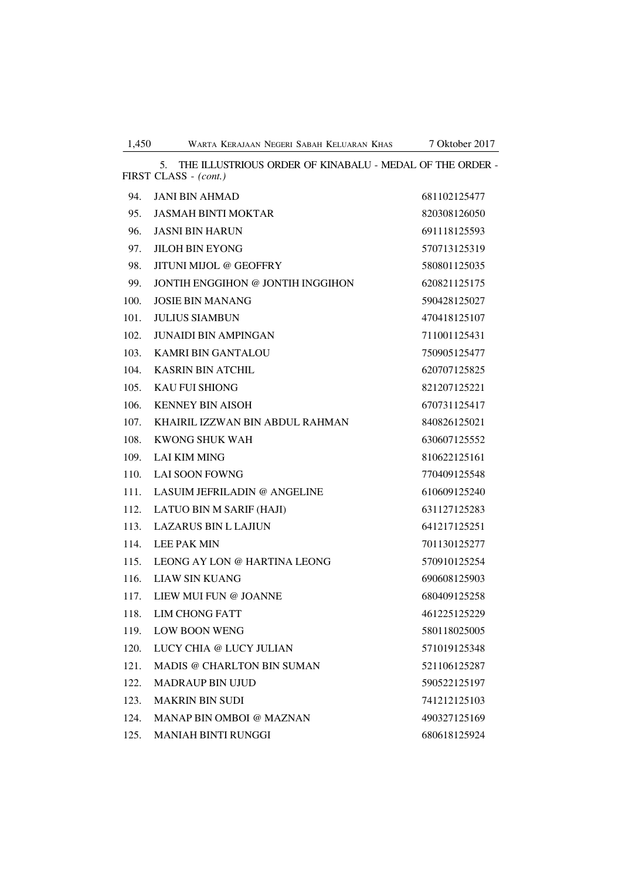5. THE ILLUSTRIOUS ORDER OF KINABALU - MEDAL OF THE ORDER - FIRST CLASS - *(cont.)*

| | | |
|---|---|---|
| 94. | JANI BIN AHMAD | 681102125477 |
| 95. | JASMAH BINTI MOKTAR | 820308126050 |
| 96. | JASNI BIN HARUN | 691118125593 |
| 97. | JILOH BIN EYONG | 570713125319 |
| 98. | JITUNI MIJOL @ GEOFFRY | 580801125035 |
| 99. | JONTIH ENGGIHON @ JONTIH INGGIHON | 620821125175 |
| 100. | JOSIE BIN MANANG | 590428125027 |
| 101. | JULIUS SIAMBUN | 470418125107 |
| 102. | JUNAIDI BIN AMPINGAN | 711001125431 |
| 103. | KAMRI BIN GANTALOU | 750905125477 |
| 104. | KASRIN BIN ATCHIL | 620707125825 |
| 105. | KAU FUI SHIONG | 821207125221 |
| 106. | KENNEY BIN AISOH | 670731125417 |
| 107. | KHAIRIL IZZWAN BIN ABDUL RAHMAN | 840826125021 |
| 108. | KWONG SHUK WAH | 630607125552 |
| 109. | LAI KIM MING | 810622125161 |
| 110. | LAI SOON FOWNG | 770409125548 |
| 111. | LASUIM JEFRILADIN @ ANGELINE | 610609125240 |
| 112. | LATUO BIN M SARIF (HAJI) | 631127125283 |
| 113. | LAZARUS BIN L LAJIUN | 641217125251 |
| 114. | LEE PAK MIN | 701130125277 |
| 115. | LEONG AY LON @ HARTINA LEONG | 570910125254 |
| 116. | LIAW SIN KUANG | 690608125903 |
| 117. | LIEW MUI FUN @ JOANNE | 680409125258 |
| 118. | LIM CHONG FATT | 461225125229 |
| 119. | LOW BOON WENG | 580118025005 |
| 120. | LUCY CHIA @ LUCY JULIAN | 571019125348 |
| 121. | MADIS @ CHARLTON BIN SUMAN | 521106125287 |
| 122. | MADRAUP BIN UJUD | 590522125197 |
| 123. | MAKRIN BIN SUDI | 741212125103 |
| 124. | MANAP BIN OMBOI @ MAZNAN | 490327125169 |
| 125. | MANIAH BINTI RUNGGI | 680618125924 |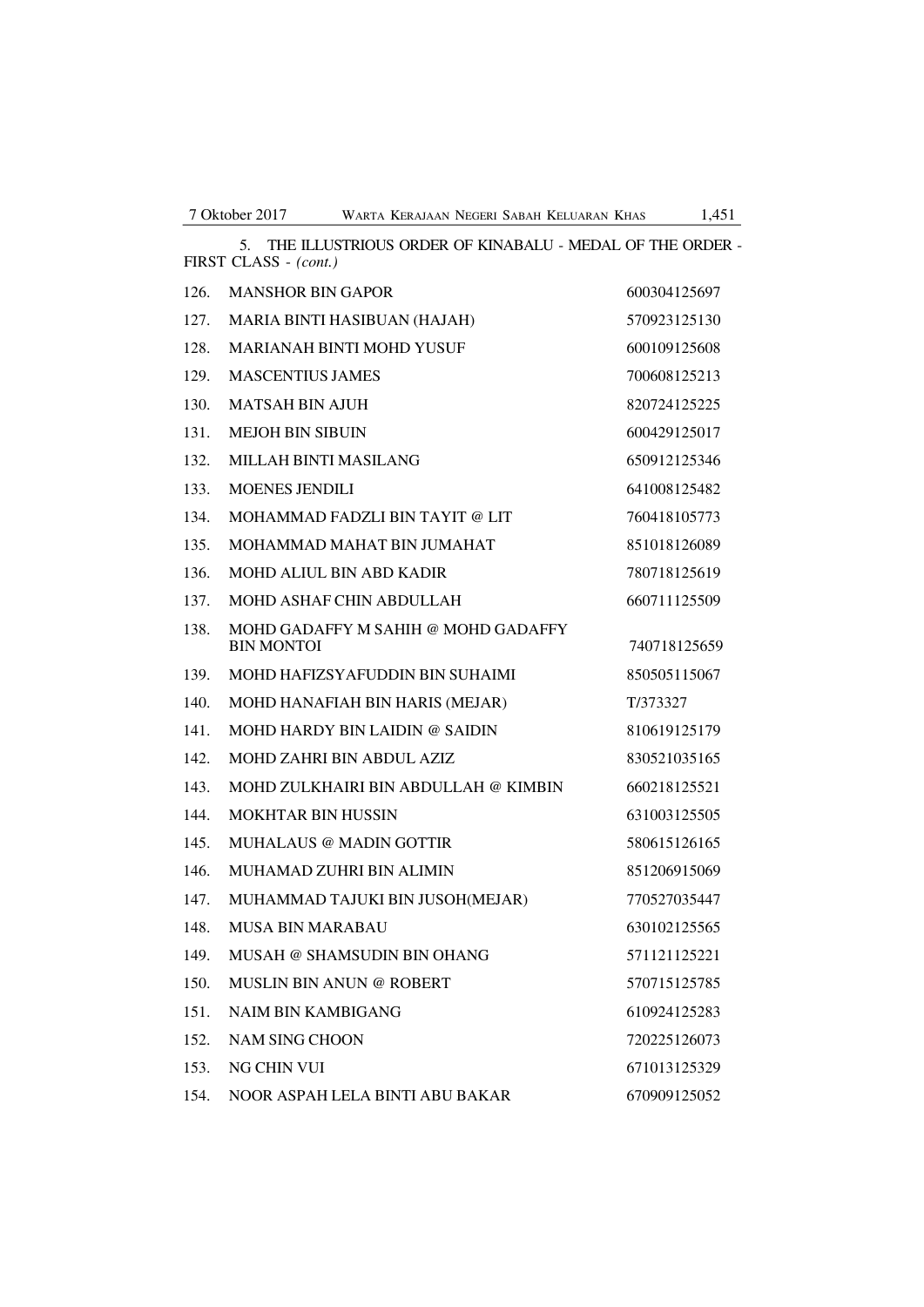5. THE ILLUSTRIOUS ORDER OF KINABALU - MEDAL OF THE ORDER - FIRST CLASS - *(cont.)*

| | | |
|---|---|---|
| 126. | MANSHOR BIN GAPOR | 600304125697 |
| 127. | MARIA BINTI HASIBUAN (HAJAH) | 570923125130 |
| 128. | MARIANAH BINTI MOHD YUSUF | 600109125608 |
| 129. | MASCENTIUS JAMES | 700608125213 |
| 130. | MATSAH BIN AJUH | 820724125225 |
| 131. | MEJOH BIN SIBUIN | 600429125017 |
| 132. | MILLAH BINTI MASILANG | 650912125346 |
| 133. | MOENES JENDILI | 641008125482 |
| 134. | MOHAMMAD FADZLI BIN TAYIT @ LIT | 760418105773 |
| 135. | MOHAMMAD MAHAT BIN JUMAHAT | 851018126089 |
| 136. | MOHD ALIUL BIN ABD KADIR | 780718125619 |
| 137. | MOHD ASHAF CHIN ABDULLAH | 660711125509 |
| 138. | MOHD GADAFFY M SAHIH @ MOHD GADAFFY BIN MONTOI | 740718125659 |
| 139. | MOHD HAFIZSYAFUDDIN BIN SUHAIMI | 850505115067 |
| 140. | MOHD HANAFIAH BIN HARIS (MEJAR) | T/373327 |
| 141. | MOHD HARDY BIN LAIDIN @ SAIDIN | 810619125179 |
| 142. | MOHD ZAHRI BIN ABDUL AZIZ | 830521035165 |
| 143. | MOHD ZULKHAIRI BIN ABDULLAH @ KIMBIN | 660218125521 |
| 144. | MOKHTAR BIN HUSSIN | 631003125505 |
| 145. | MUHALAUS @ MADIN GOTTIR | 580615126165 |
| 146. | MUHAMAD ZUHRI BIN ALIMIN | 851206915069 |
| 147. | MUHAMMAD TAJUKI BIN JUSOH(MEJAR) | 770527035447 |
| 148. | MUSA BIN MARABAU | 630102125565 |
| 149. | MUSAH @ SHAMSUDIN BIN OHANG | 571121125221 |
| 150. | MUSLIN BIN ANUN @ ROBERT | 570715125785 |
| 151. | NAIM BIN KAMBIGANG | 610924125283 |
| 152. | NAM SING CHOON | 720225126073 |
| 153. | NG CHIN VUI | 671013125329 |
| 154. | NOOR ASPAH LELA BINTI ABU BAKAR | 670909125052 |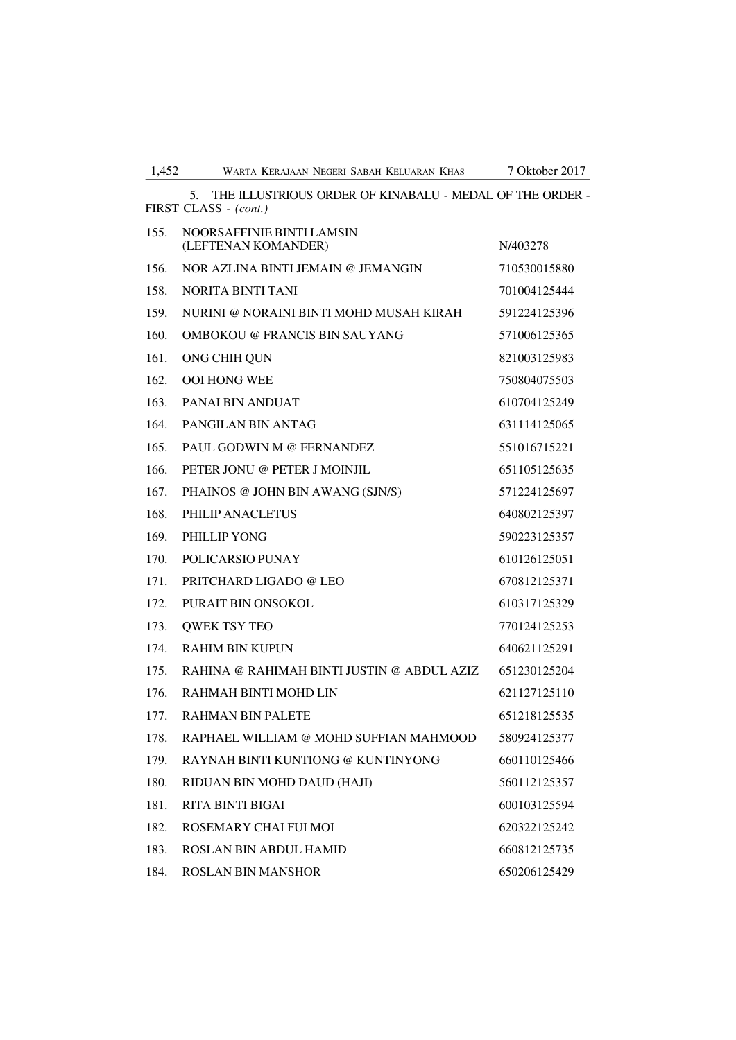5. THE ILLUSTRIOUS ORDER OF KINABALU - MEDAL OF THE ORDER - FIRST CLASS - *(cont.)*

| | | |
|---|---|---|
| 155. | NOORSAFFINIE BINTI LAMSIN (LEFTENAN KOMANDER) | N/403278 |
| 156. | NOR AZLINA BINTI JEMAIN @ JEMANGIN | 710530015880 |
| 158. | NORITA BINTI TANI | 701004125444 |
| 159. | NURINI @ NORAINI BINTI MOHD MUSAH KIRAH | 591224125396 |
| 160. | OMBOKOU @ FRANCIS BIN SAUYANG | 571006125365 |
| 161. | ONG CHIH QUN | 821003125983 |
| 162. | OOI HONG WEE | 750804075503 |
| 163. | PANAI BIN ANDUAT | 610704125249 |
| 164. | PANGILAN BIN ANTAG | 631114125065 |
| 165. | PAUL GODWIN M @ FERNANDEZ | 551016715221 |
| 166. | PETER JONU @ PETER J MOINJIL | 651105125635 |
| 167. | PHAINOS @ JOHN BIN AWANG (SJN/S) | 571224125697 |
| 168. | PHILIP ANACLETUS | 640802125397 |
| 169. | PHILLIP YONG | 590223125357 |
| 170. | POLICARSIO PUNAY | 610126125051 |
| 171. | PRITCHARD LIGADO @ LEO | 670812125371 |
| 172. | PURAIT BIN ONSOKOL | 610317125329 |
| 173. | QWEK TSY TEO | 770124125253 |
| 174. | RAHIM BIN KUPUN | 640621125291 |
| 175. | RAHINA @ RAHIMAH BINTI JUSTIN @ ABDUL AZIZ | 651230125204 |
| 176. | RAHMAH BINTI MOHD LIN | 621127125110 |
| 177. | RAHMAN BIN PALETE | 651218125535 |
| 178. | RAPHAEL WILLIAM @ MOHD SUFFIAN MAHMOOD | 580924125377 |
| 179. | RAYNAH BINTI KUNTIONG @ KUNTINYONG | 660110125466 |
| 180. | RIDUAN BIN MOHD DAUD (HAJI) | 560112125357 |
| 181. | RITA BINTI BIGAI | 600103125594 |
| 182. | ROSEMARY CHAI FUI MOI | 620322125242 |
| 183. | ROSLAN BIN ABDUL HAMID | 660812125735 |
| 184. | ROSLAN BIN MANSHOR | 650206125429 |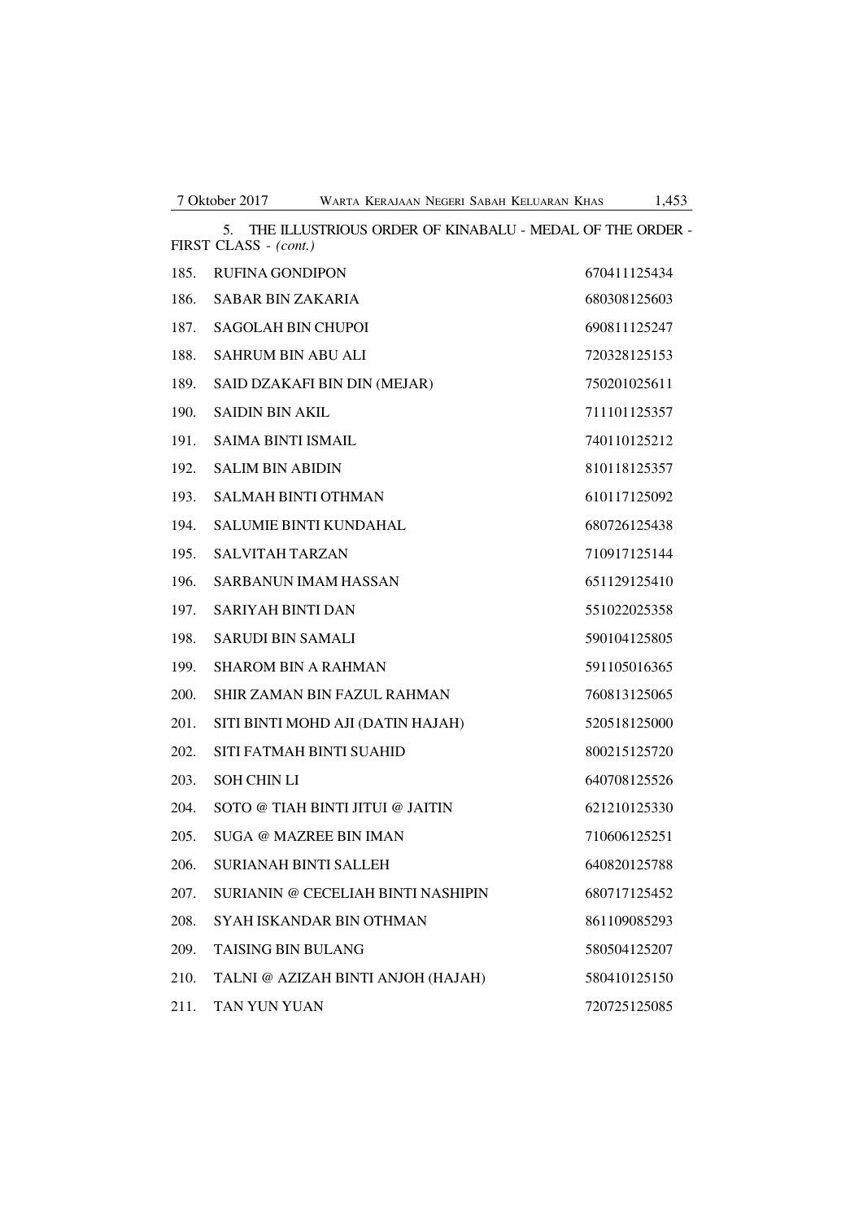5. THE ILLUSTRIOUS ORDER OF KINABALU - MEDAL OF THE ORDER - FIRST CLASS - *(cont.)*

| | | |
|---|---|---|
| 185. | RUFINA GONDIPON | 670411125434 |
| 186. | SABAR BIN ZAKARIA | 680308125603 |
| 187. | SAGOLAH BIN CHUPOI | 690811125247 |
| 188. | SAHRUM BIN ABU ALI | 720328125153 |
| 189. | SAID DZAKAFI BIN DIN (MEJAR) | 750201025611 |
| 190. | SAIDIN BIN AKIL | 711101125357 |
| 191. | SAIMA BINTI ISMAIL | 740110125212 |
| 192. | SALIM BIN ABIDIN | 810118125357 |
| 193. | SALMAH BINTI OTHMAN | 610117125092 |
| 194. | SALUMIE BINTI KUNDAHAL | 680726125438 |
| 195. | SALVITAH TARZAN | 710917125144 |
| 196. | SARBANUN IMAM HASSAN | 651129125410 |
| 197. | SARIYAH BINTI DAN | 551022025358 |
| 198. | SARUDI BIN SAMALI | 590104125805 |
| 199. | SHAROM BIN A RAHMAN | 591105016365 |
| 200. | SHIR ZAMAN BIN FAZUL RAHMAN | 760813125065 |
| 201. | SITI BINTI MOHD AJI (DATIN HAJAH) | 520518125000 |
| 202. | SITI FATMAH BINTI SUAHID | 800215125720 |
| 203. | SOH CHIN LI | 640708125526 |
| 204. | SOTO @ TIAH BINTI JITUI @ JAITIN | 621210125330 |
| 205. | SUGA @ MAZREE BIN IMAN | 710606125251 |
| 206. | SURIANAH BINTI SALLEH | 640820125788 |
| 207. | SURIANIN @ CECELIAH BINTI NASHIPIN | 680717125452 |
| 208. | SYAH ISKANDAR BIN OTHMAN | 861109085293 |
| 209. | TAISING BIN BULANG | 580504125207 |
| 210. | TALNI @ AZIZAH BINTI ANJOH (HAJAH) | 580410125150 |
| 211. | TAN YUN YUAN | 720725125085 |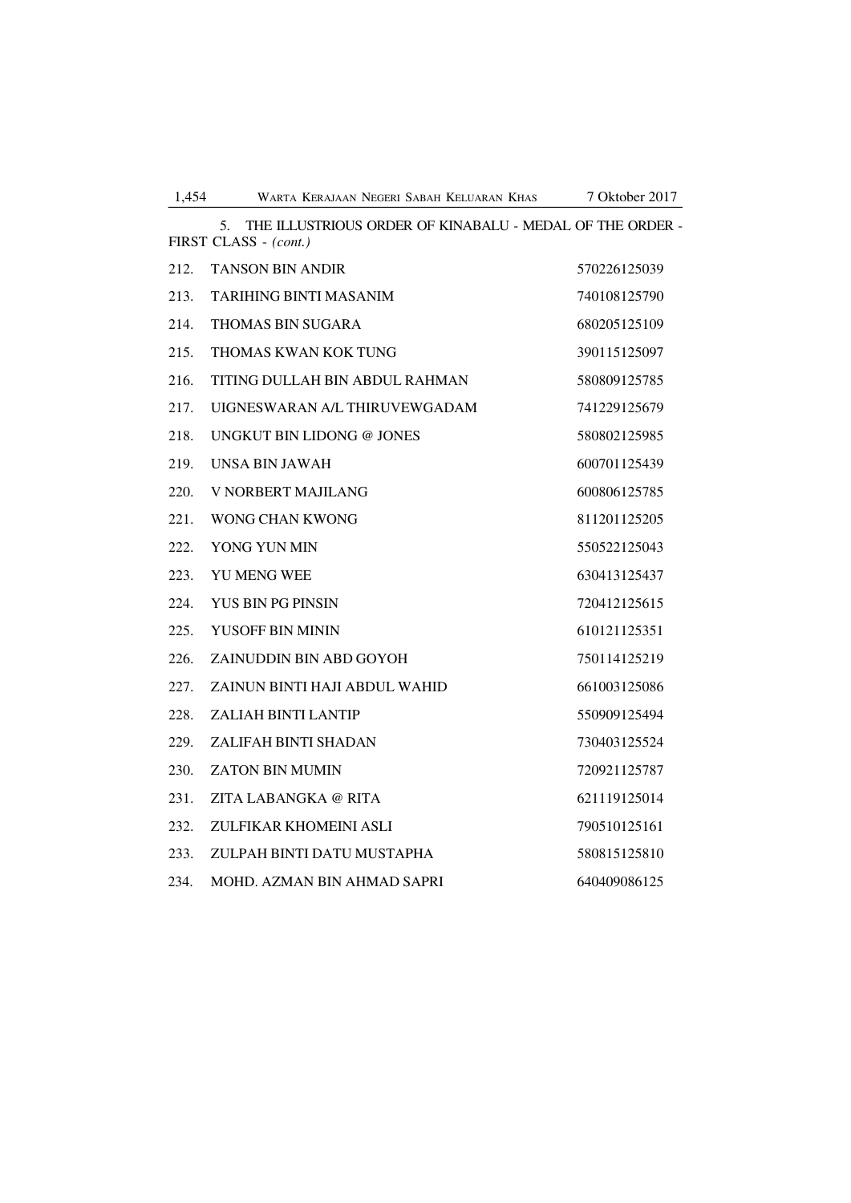5. THE ILLUSTRIOUS ORDER OF KINABALU - MEDAL OF THE ORDER - FIRST CLASS - *(cont.)*

| | | |
|---|---|---|
| 212. | TANSON BIN ANDIR | 570226125039 |
| 213. | TARIHING BINTI MASANIM | 740108125790 |
| 214. | THOMAS BIN SUGARA | 680205125109 |
| 215. | THOMAS KWAN KOK TUNG | 390115125097 |
| 216. | TITING DULLAH BIN ABDUL RAHMAN | 580809125785 |
| 217. | UIGNESWARAN A/L THIRUVEWGADAM | 741229125679 |
| 218. | UNGKUT BIN LIDONG @ JONES | 580802125985 |
| 219. | UNSA BIN JAWAH | 600701125439 |
| 220. | V NORBERT MAJILANG | 600806125785 |
| 221. | WONG CHAN KWONG | 811201125205 |
| 222. | YONG YUN MIN | 550522125043 |
| 223. | YU MENG WEE | 630413125437 |
| 224. | YUS BIN PG PINSIN | 720412125615 |
| 225. | YUSOFF BIN MININ | 610121125351 |
| 226. | ZAINUDDIN BIN ABD GOYOH | 750114125219 |
| 227. | ZAINUN BINTI HAJI ABDUL WAHID | 661003125086 |
| 228. | ZALIAH BINTI LANTIP | 550909125494 |
| 229. | ZALIFAH BINTI SHADAN | 730403125524 |
| 230. | ZATON BIN MUMIN | 720921125787 |
| 231. | ZITA LABANGKA @ RITA | 621119125014 |
| 232. | ZULFIKAR KHOMEINI ASLI | 790510125161 |
| 233. | ZULPAH BINTI DATU MUSTAPHA | 580815125810 |
| 234. | MOHD. AZMAN BIN AHMAD SAPRI | 640409086125 |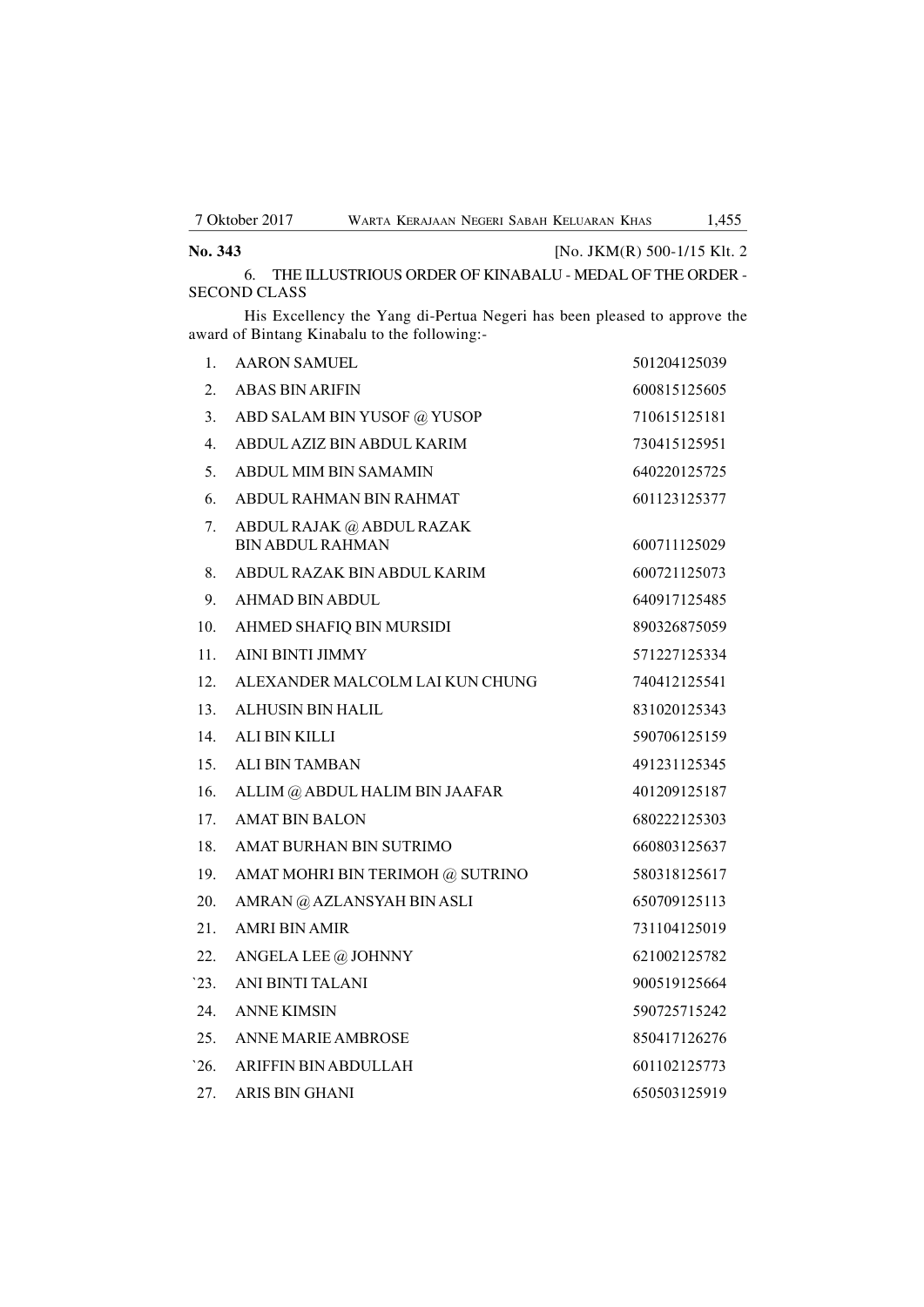**No. 343** [No. JKM(R) 500-1/15 Klt. 2

6. THE ILLUSTRIOUS ORDER OF KINABALU - MEDAL OF THE ORDER - SECOND CLASS

His Excellency the Yang di-Pertua Negeri has been pleased to approve the award of Bintang Kinabalu to the following:-

| | | |
|---|---|---|
| 1. | AARON SAMUEL | 501204125039 |
| 2. | ABAS BIN ARIFIN | 600815125605 |
| 3. | ABD SALAM BIN YUSOF @ YUSOP | 710615125181 |
| 4. | ABDUL AZIZ BIN ABDUL KARIM | 730415125951 |
| 5. | ABDUL MIM BIN SAMAMIN | 640220125725 |
| 6. | ABDUL RAHMAN BIN RAHMAT | 601123125377 |
| 7. | ABDUL RAJAK @ ABDUL RAZAK BIN ABDUL RAHMAN | 600711125029 |
| 8. | ABDUL RAZAK BIN ABDUL KARIM | 600721125073 |
| 9. | AHMAD BIN ABDUL | 640917125485 |
| 10. | AHMED SHAFIQ BIN MURSIDI | 890326875059 |
| 11. | AINI BINTI JIMMY | 571227125334 |
| 12. | ALEXANDER MALCOLM LAI KUN CHUNG | 740412125541 |
| 13. | ALHUSIN BIN HALIL | 831020125343 |
| 14. | ALI BIN KILLI | 590706125159 |
| 15. | ALI BIN TAMBAN | 491231125345 |
| 16. | ALLIM @ ABDUL HALIM BIN JAAFAR | 401209125187 |
| 17. | AMAT BIN BALON | 680222125303 |
| 18. | AMAT BURHAN BIN SUTRIMO | 660803125637 |
| 19. | AMAT MOHRI BIN TERIMOH @ SUTRINO | 580318125617 |
| 20. | AMRAN @ AZLANSYAH BIN ASLI | 650709125113 |
| 21. | AMRI BIN AMIR | 731104125019 |
| 22. | ANGELA LEE @ JOHNNY | 621002125782 |
| `23. | ANI BINTI TALANI | 900519125664 |
| 24. | ANNE KIMSIN | 590725715242 |
| 25. | ANNE MARIE AMBROSE | 850417126276 |
| `26. | ARIFFIN BIN ABDULLAH | 601102125773 |
| 27. | ARIS BIN GHANI | 650503125919 |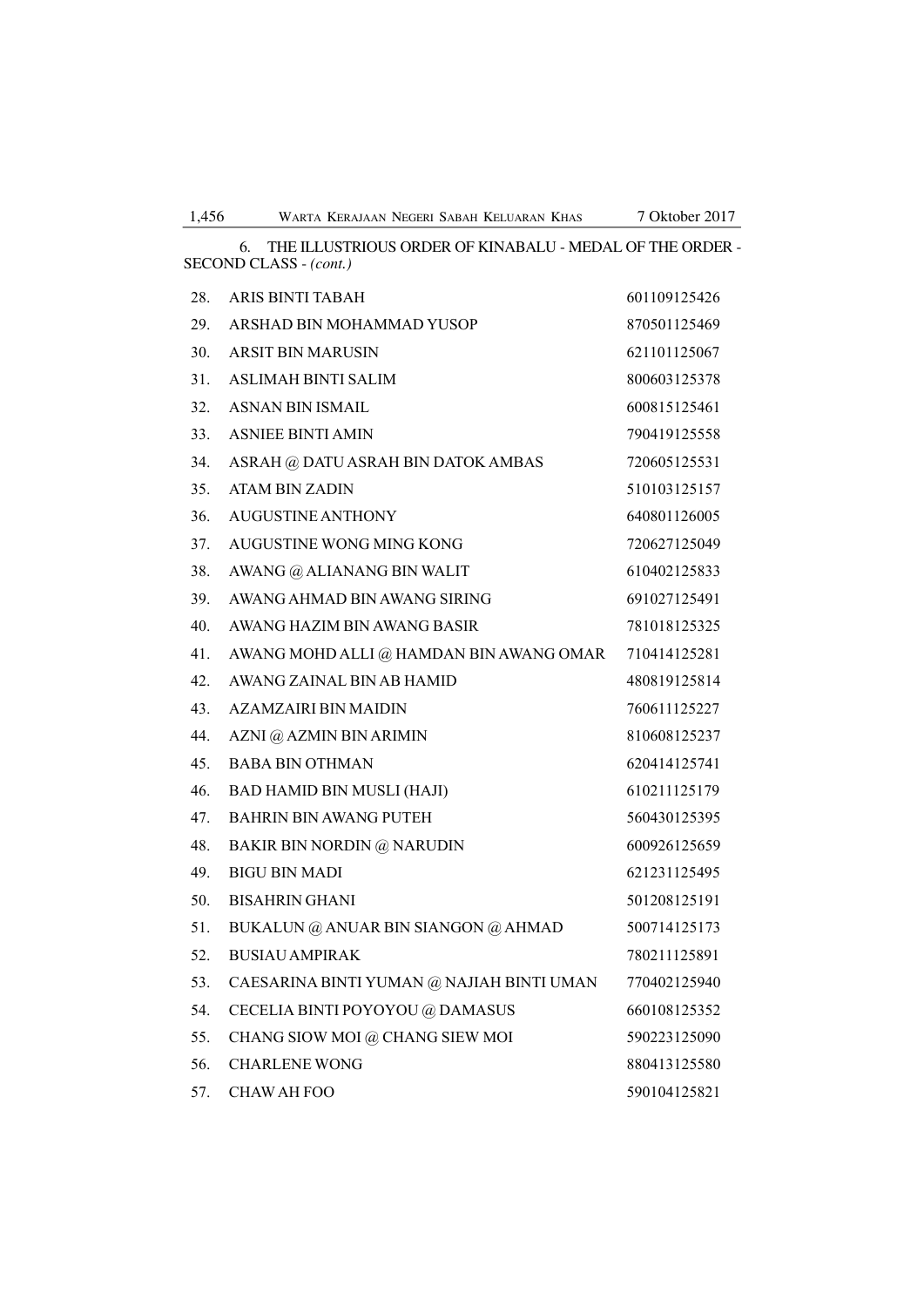6. THE ILLUSTRIOUS ORDER OF KINABALU - MEDAL OF THE ORDER - SECOND CLASS - *(cont.)*

| | | |
|---|---|---|
| 28. | ARIS BINTI TABAH | 601109125426 |
| 29. | ARSHAD BIN MOHAMMAD YUSOP | 870501125469 |
| 30. | ARSIT BIN MARUSIN | 621101125067 |
| 31. | ASLIMAH BINTI SALIM | 800603125378 |
| 32. | ASNAN BIN ISMAIL | 600815125461 |
| 33. | ASNIEE BINTI AMIN | 790419125558 |
| 34. | ASRAH @ DATU ASRAH BIN DATOK AMBAS | 720605125531 |
| 35. | ATAM BIN ZADIN | 510103125157 |
| 36. | AUGUSTINE ANTHONY | 640801126005 |
| 37. | AUGUSTINE WONG MING KONG | 720627125049 |
| 38. | AWANG @ ALIANANG BIN WALIT | 610402125833 |
| 39. | AWANG AHMAD BIN AWANG SIRING | 691027125491 |
| 40. | AWANG HAZIM BIN AWANG BASIR | 781018125325 |
| 41. | AWANG MOHD ALLI @ HAMDAN BIN AWANG OMAR | 710414125281 |
| 42. | AWANG ZAINAL BIN AB HAMID | 480819125814 |
| 43. | AZAMZAIRI BIN MAIDIN | 760611125227 |
| 44. | AZNI @ AZMIN BIN ARIMIN | 810608125237 |
| 45. | BABA BIN OTHMAN | 620414125741 |
| 46. | BAD HAMID BIN MUSLI (HAJI) | 610211125179 |
| 47. | BAHRIN BIN AWANG PUTEH | 560430125395 |
| 48. | BAKIR BIN NORDIN @ NARUDIN | 600926125659 |
| 49. | BIGU BIN MADI | 621231125495 |
| 50. | BISAHRIN GHANI | 501208125191 |
| 51. | BUKALUN @ ANUAR BIN SIANGON @ AHMAD | 500714125173 |
| 52. | BUSIAU AMPIRAK | 780211125891 |
| 53. | CAESARINA BINTI YUMAN @ NAJIAH BINTI UMAN | 770402125940 |
| 54. | CECELIA BINTI POYOYOU @ DAMASUS | 660108125352 |
| 55. | CHANG SIOW MOI @ CHANG SIEW MOI | 590223125090 |
| 56. | CHARLENE WONG | 880413125580 |
| 57. | CHAW AH FOO | 590104125821 |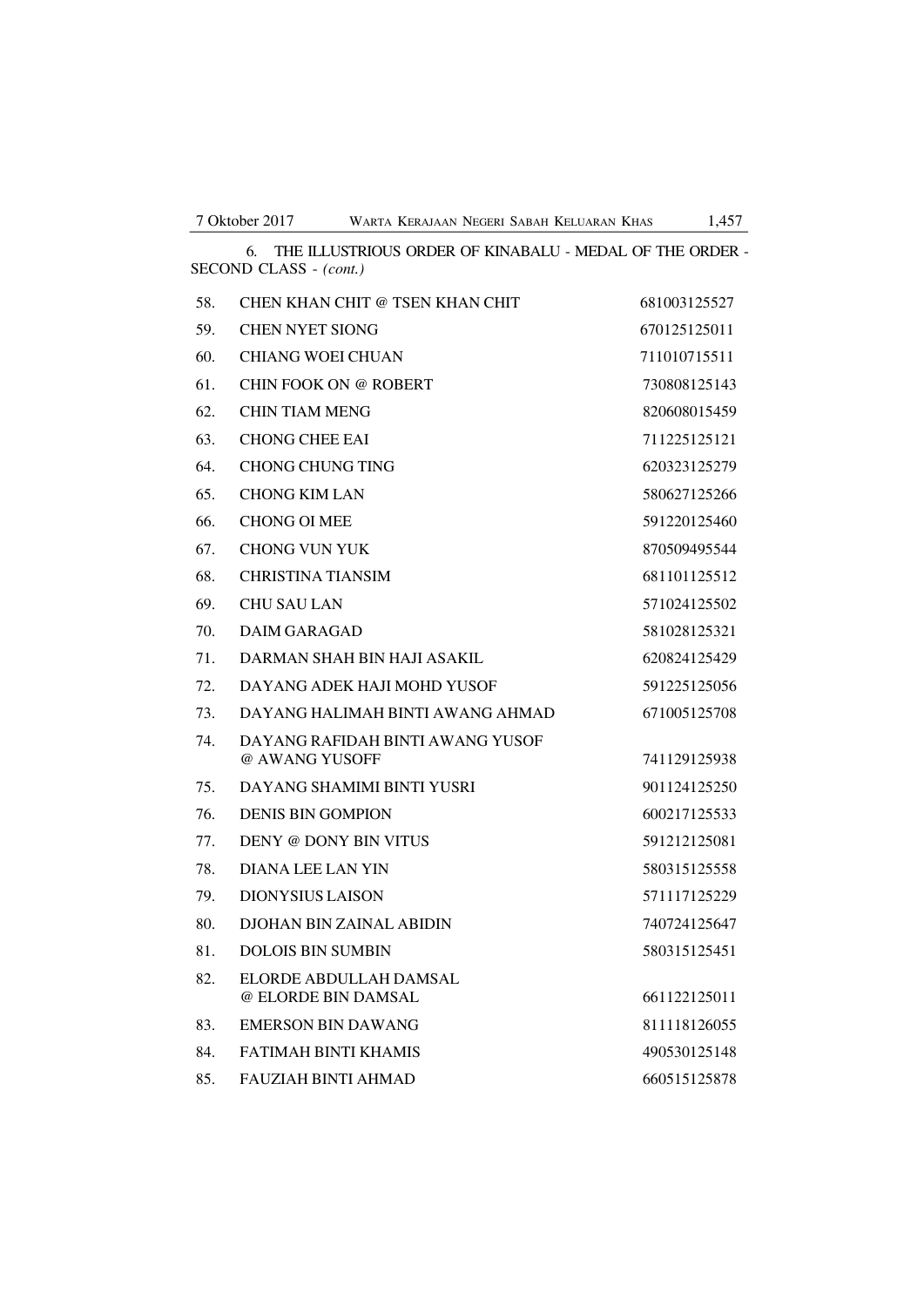6. THE ILLUSTRIOUS ORDER OF KINABALU - MEDAL OF THE ORDER - SECOND CLASS - *(cont.)*

| | | |
|---|---|---|
| 58. | CHEN KHAN CHIT @ TSEN KHAN CHIT | 681003125527 |
| 59. | CHEN NYET SIONG | 670125125011 |
| 60. | CHIANG WOEI CHUAN | 711010715511 |
| 61. | CHIN FOOK ON @ ROBERT | 730808125143 |
| 62. | CHIN TIAM MENG | 820608015459 |
| 63. | CHONG CHEE EAI | 711225125121 |
| 64. | CHONG CHUNG TING | 620323125279 |
| 65. | CHONG KIM LAN | 580627125266 |
| 66. | CHONG OI MEE | 591220125460 |
| 67. | CHONG VUN YUK | 870509495544 |
| 68. | CHRISTINA TIANSIM | 681101125512 |
| 69. | CHU SAU LAN | 571024125502 |
| 70. | DAIM GARAGAD | 581028125321 |
| 71. | DARMAN SHAH BIN HAJI ASAKIL | 620824125429 |
| 72. | DAYANG ADEK HAJI MOHD YUSOF | 591225125056 |
| 73. | DAYANG HALIMAH BINTI AWANG AHMAD | 671005125708 |
| 74. | DAYANG RAFIDAH BINTI AWANG YUSOF @ AWANG YUSOFF | 741129125938 |
| 75. | DAYANG SHAMIMI BINTI YUSRI | 901124125250 |
| 76. | DENIS BIN GOMPION | 600217125533 |
| 77. | DENY @ DONY BIN VITUS | 591212125081 |
| 78. | DIANA LEE LAN YIN | 580315125558 |
| 79. | DIONYSIUS LAISON | 571117125229 |
| 80. | DJOHAN BIN ZAINAL ABIDIN | 740724125647 |
| 81. | DOLOIS BIN SUMBIN | 580315125451 |
| 82. | ELORDE ABDULLAH DAMSAL @ ELORDE BIN DAMSAL | 661122125011 |
| 83. | EMERSON BIN DAWANG | 811118126055 |
| 84. | FATIMAH BINTI KHAMIS | 490530125148 |
| 85. | FAUZIAH BINTI AHMAD | 660515125878 |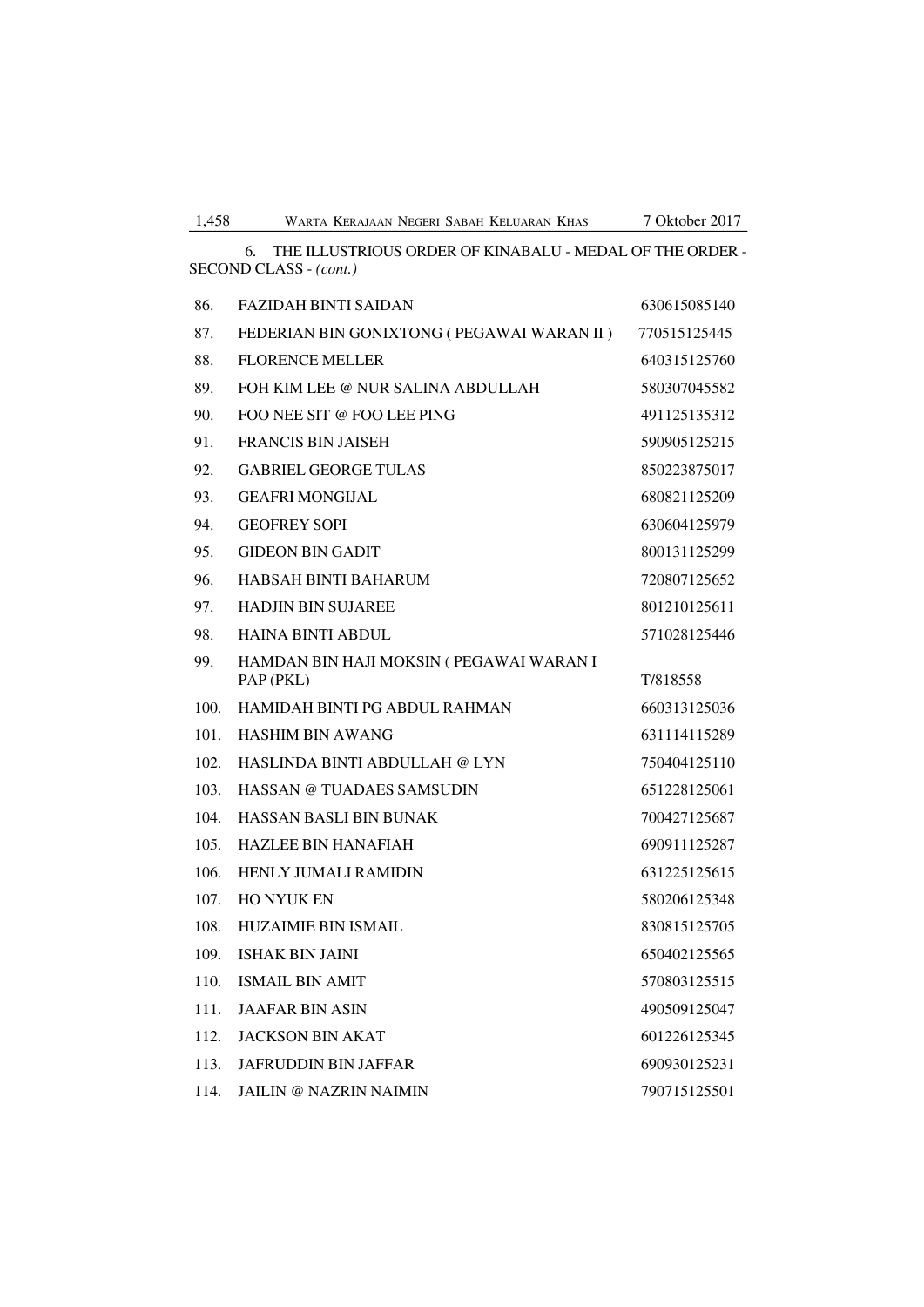6. THE ILLUSTRIOUS ORDER OF KINABALU - MEDAL OF THE ORDER - SECOND CLASS - *(cont.)*

| | | |
|---|---|---|
| 86. | FAZIDAH BINTI SAIDAN | 630615085140 |
| 87. | FEDERIAN BIN GONIXTONG ( PEGAWAI WARAN II ) | 770515125445 |
| 88. | FLORENCE MELLER | 640315125760 |
| 89. | FOH KIM LEE @ NUR SALINA ABDULLAH | 580307045582 |
| 90. | FOO NEE SIT @ FOO LEE PING | 491125135312 |
| 91. | FRANCIS BIN JAISEH | 590905125215 |
| 92. | GABRIEL GEORGE TULAS | 850223875017 |
| 93. | GEAFRI MONGIJAL | 680821125209 |
| 94. | GEOFREY SOPI | 630604125979 |
| 95. | GIDEON BIN GADIT | 800131125299 |
| 96. | HABSAH BINTI BAHARUM | 720807125652 |
| 97. | HADJIN BIN SUJAREE | 801210125611 |
| 98. | HAINA BINTI ABDUL | 571028125446 |
| 99. | HAMDAN BIN HAJI MOKSIN ( PEGAWAI WARAN I PAP (PKL) | T/818558 |
| 100. | HAMIDAH BINTI PG ABDUL RAHMAN | 660313125036 |
| 101. | HASHIM BIN AWANG | 631114115289 |
| 102. | HASLINDA BINTI ABDULLAH @ LYN | 750404125110 |
| 103. | HASSAN @ TUADAES SAMSUDIN | 651228125061 |
| 104. | HASSAN BASLI BIN BUNAK | 700427125687 |
| 105. | HAZLEE BIN HANAFIAH | 690911125287 |
| 106. | HENLY JUMALI RAMIDIN | 631225125615 |
| 107. | HO NYUK EN | 580206125348 |
| 108. | HUZAIMIE BIN ISMAIL | 830815125705 |
| 109. | ISHAK BIN JAINI | 650402125565 |
| 110. | ISMAIL BIN AMIT | 570803125515 |
| 111. | JAAFAR BIN ASIN | 490509125047 |
| 112. | JACKSON BIN AKAT | 601226125345 |
| 113. | JAFRUDDIN BIN JAFFAR | 690930125231 |
| 114. | JAILIN @ NAZRIN NAIMIN | 790715125501 |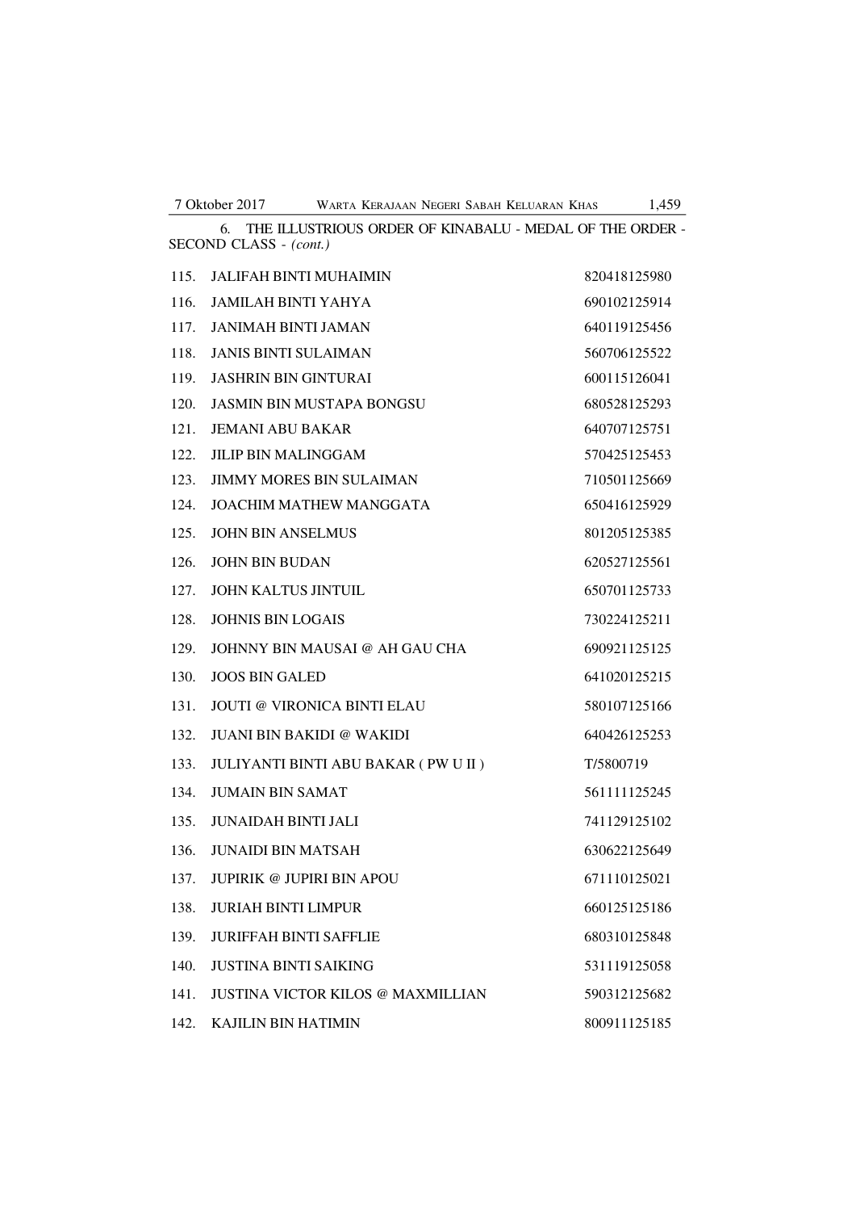6. THE ILLUSTRIOUS ORDER OF KINABALU - MEDAL OF THE ORDER - SECOND CLASS - *(cont.)*

| | | |
|---|---|---|
| 115. | JALIFAH BINTI MUHAIMIN | 820418125980 |
| 116. | JAMILAH BINTI YAHYA | 690102125914 |
| 117. | JANIMAH BINTI JAMAN | 640119125456 |
| 118. | JANIS BINTI SULAIMAN | 560706125522 |
| 119. | JASHRIN BIN GINTURAI | 600115126041 |
| 120. | JASMIN BIN MUSTAPA BONGSU | 680528125293 |
| 121. | JEMANI ABU BAKAR | 640707125751 |
| 122. | JILIP BIN MALINGGAM | 570425125453 |
| 123. | JIMMY MORES BIN SULAIMAN | 710501125669 |
| 124. | JOACHIM MATHEW MANGGATA | 650416125929 |
| 125. | JOHN BIN ANSELMUS | 801205125385 |
| 126. | JOHN BIN BUDAN | 620527125561 |
| 127. | JOHN KALTUS JINTUIL | 650701125733 |
| 128. | JOHNIS BIN LOGAIS | 730224125211 |
| 129. | JOHNNY BIN MAUSAI @ AH GAU CHA | 690921125125 |
| 130. | JOOS BIN GALED | 641020125215 |
| 131. | JOUTI @ VIRONICA BINTI ELAU | 580107125166 |
| 132. | JUANI BIN BAKIDI @ WAKIDI | 640426125253 |
| 133. | JULIYANTI BINTI ABU BAKAR ( PW U II ) | T/5800719 |
| 134. | JUMAIN BIN SAMAT | 561111125245 |
| 135. | JUNAIDAH BINTI JALI | 741129125102 |
| 136. | JUNAIDI BIN MATSAH | 630622125649 |
| 137. | JUPIRIK @ JUPIRI BIN APOU | 671110125021 |
| 138. | JURIAH BINTI LIMPUR | 660125125186 |
| 139. | JURIFFAH BINTI SAFFLIE | 680310125848 |
| 140. | JUSTINA BINTI SAIKING | 531119125058 |
| 141. | JUSTINA VICTOR KILOS @ MAXMILLIAN | 590312125682 |
| 142. | KAJILIN BIN HATIMIN | 800911125185 |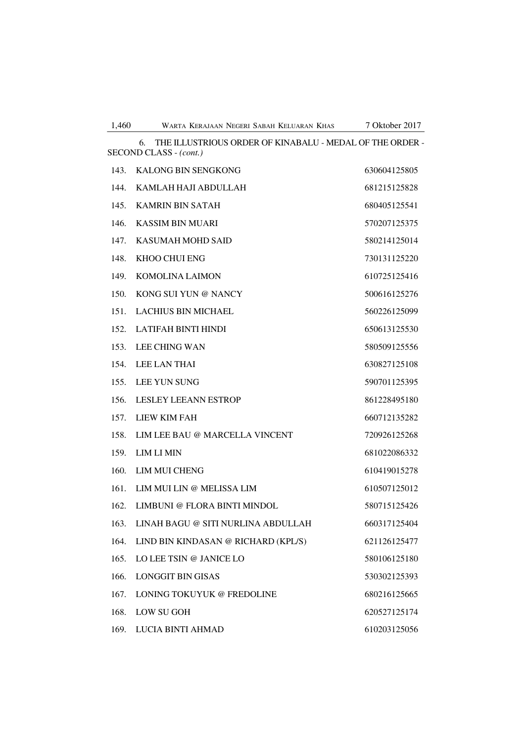6. THE ILLUSTRIOUS ORDER OF KINABALU - MEDAL OF THE ORDER - SECOND CLASS - *(cont.)*

| | | |
|---|---|---|
| 143. | KALONG BIN SENGKONG | 630604125805 |
| 144. | KAMLAH HAJI ABDULLAH | 681215125828 |
| 145. | KAMRIN BIN SATAH | 680405125541 |
| 146. | KASSIM BIN MUARI | 570207125375 |
| 147. | KASUMAH MOHD SAID | 580214125014 |
| 148. | KHOO CHUI ENG | 730131125220 |
| 149. | KOMOLINA LAIMON | 610725125416 |
| 150. | KONG SUI YUN @ NANCY | 500616125276 |
| 151. | LACHIUS BIN MICHAEL | 560226125099 |
| 152. | LATIFAH BINTI HINDI | 650613125530 |
| 153. | LEE CHING WAN | 580509125556 |
| 154. | LEE LAN THAI | 630827125108 |
| 155. | LEE YUN SUNG | 590701125395 |
| 156. | LESLEY LEEANN ESTROP | 861228495180 |
| 157. | LIEW KIM FAH | 660712135282 |
| 158. | LIM LEE BAU @ MARCELLA VINCENT | 720926125268 |
| 159. | LIM LI MIN | 681022086332 |
| 160. | LIM MUI CHENG | 610419015278 |
| 161. | LIM MUI LIN @ MELISSA LIM | 610507125012 |
| 162. | LIMBUNI @ FLORA BINTI MINDOL | 580715125426 |
| 163. | LINAH BAGU @ SITI NURLINA ABDULLAH | 660317125404 |
| 164. | LIND BIN KINDASAN @ RICHARD (KPL/S) | 621126125477 |
| 165. | LO LEE TSIN @ JANICE LO | 580106125180 |
| 166. | LONGGIT BIN GISAS | 530302125393 |
| 167. | LONING TOKUYUK @ FREDOLINE | 680216125665 |
| 168. | LOW SU GOH | 620527125174 |
| 169. | LUCIA BINTI AHMAD | 610203125056 |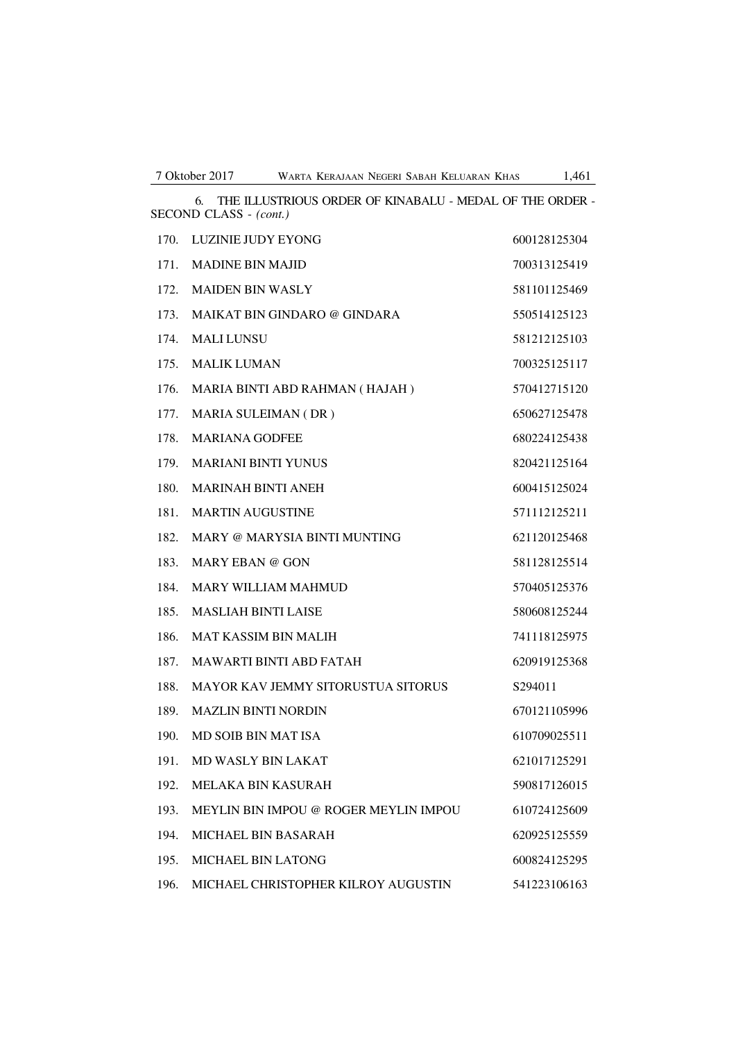6. THE ILLUSTRIOUS ORDER OF KINABALU - MEDAL OF THE ORDER - SECOND CLASS - *(cont.)*

| | | |
|---|---|---|
| 170. | LUZINIE JUDY EYONG | 600128125304 |
| 171. | MADINE BIN MAJID | 700313125419 |
| 172. | MAIDEN BIN WASLY | 581101125469 |
| 173. | MAIKAT BIN GINDARO @ GINDARA | 550514125123 |
| 174. | MALI LUNSU | 581212125103 |
| 175. | MALIK LUMAN | 700325125117 |
| 176. | MARIA BINTI ABD RAHMAN ( HAJAH ) | 570412715120 |
| 177. | MARIA SULEIMAN ( DR ) | 650627125478 |
| 178. | MARIANA GODFEE | 680224125438 |
| 179. | MARIANI BINTI YUNUS | 820421125164 |
| 180. | MARINAH BINTI ANEH | 600415125024 |
| 181. | MARTIN AUGUSTINE | 571112125211 |
| 182. | MARY @ MARYSIA BINTI MUNTING | 621120125468 |
| 183. | MARY EBAN @ GON | 581128125514 |
| 184. | MARY WILLIAM MAHMUD | 570405125376 |
| 185. | MASLIAH BINTI LAISE | 580608125244 |
| 186. | MAT KASSIM BIN MALIH | 741118125975 |
| 187. | MAWARTI BINTI ABD FATAH | 620919125368 |
| 188. | MAYOR KAV JEMMY SITORUSTUA SITORUS | S294011 |
| 189. | MAZLIN BINTI NORDIN | 670121105996 |
| 190. | MD SOIB BIN MAT ISA | 610709025511 |
| 191. | MD WASLY BIN LAKAT | 621017125291 |
| 192. | MELAKA BIN KASURAH | 590817126015 |
| 193. | MEYLIN BIN IMPOU @ ROGER MEYLIN IMPOU | 610724125609 |
| 194. | MICHAEL BIN BASARAH | 620925125559 |
| 195. | MICHAEL BIN LATONG | 600824125295 |
| 196. | MICHAEL CHRISTOPHER KILROY AUGUSTIN | 541223106163 |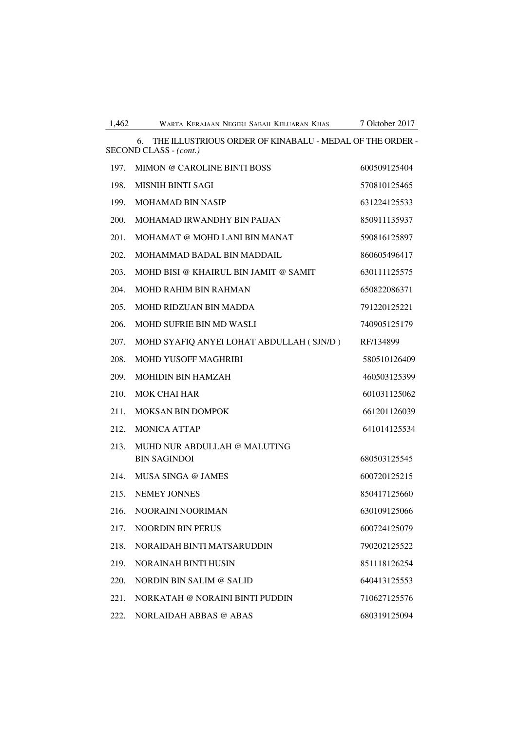6. THE ILLUSTRIOUS ORDER OF KINABALU - MEDAL OF THE ORDER - SECOND CLASS - *(cont.)*

| | | |
|---|---|---|
| 197. | MIMON @ CAROLINE BINTI BOSS | 600509125404 |
| 198. | MISNIH BINTI SAGI | 570810125465 |
| 199. | MOHAMAD BIN NASIP | 631224125533 |
| 200. | MOHAMAD IRWANDHY BIN PAIJAN | 850911135937 |
| 201. | MOHAMAT @ MOHD LANI BIN MANAT | 590816125897 |
| 202. | MOHAMMAD BADAL BIN MADDAIL | 860605496417 |
| 203. | MOHD BISI @ KHAIRUL BIN JAMIT @ SAMIT | 630111125575 |
| 204. | MOHD RAHIM BIN RAHMAN | 650822086371 |
| 205. | MOHD RIDZUAN BIN MADDA | 791220125221 |
| 206. | MOHD SUFRIE BIN MD WASLI | 740905125179 |
| 207. | MOHD SYAFIQ ANYEI LOHAT ABDULLAH ( SJN/D ) | RF/134899 |
| 208. | MOHD YUSOFF MAGHRIBI | 580510126409 |
| 209. | MOHIDIN BIN HAMZAH | 460503125399 |
| 210. | MOK CHAI HAR | 601031125062 |
| 211. | MOKSAN BIN DOMPOK | 661201126039 |
| 212. | MONICA ATTAP | 641014125534 |
| 213. | MUHD NUR ABDULLAH @ MALUTING BIN SAGINDOI | 680503125545 |
| 214. | MUSA SINGA @ JAMES | 600720125215 |
| 215. | NEMEY JONNES | 850417125660 |
| 216. | NOORAINI NOORIMAN | 630109125066 |
| 217. | NOORDIN BIN PERUS | 600724125079 |
| 218. | NORAIDAH BINTI MATSARUDDIN | 790202125522 |
| 219. | NORAINAH BINTI HUSIN | 851118126254 |
| 220. | NORDIN BIN SALIM @ SALID | 640413125553 |
| 221. | NORKATAH @ NORAINI BINTI PUDDIN | 710627125576 |
| 222. | NORLAIDAH ABBAS @ ABAS | 680319125094 |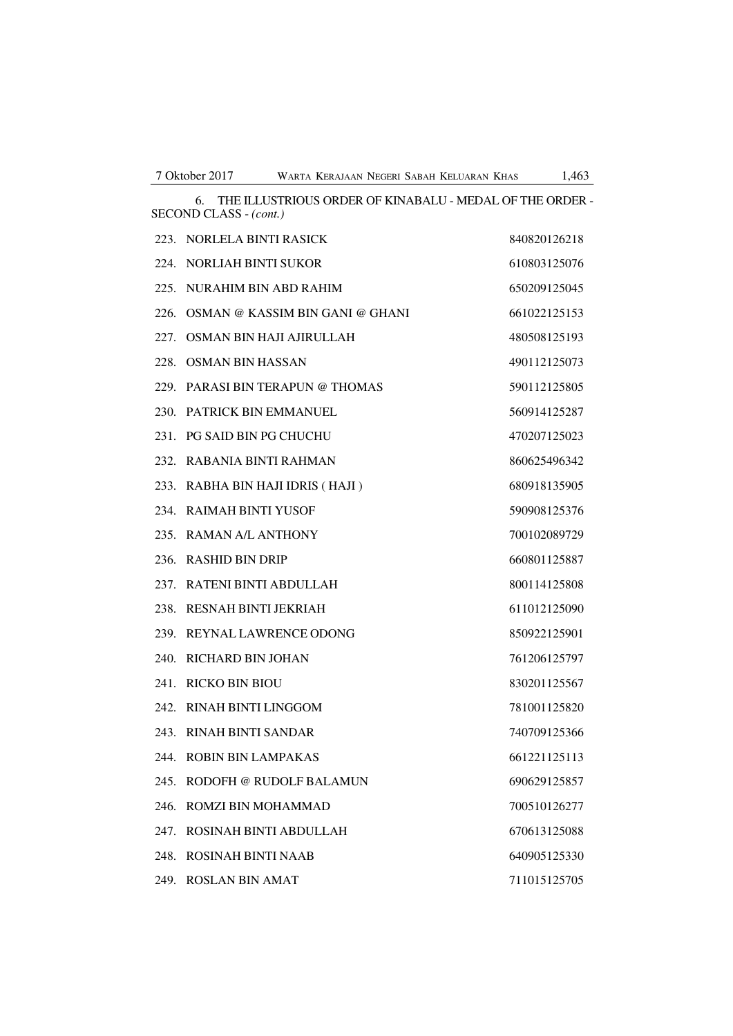6. THE ILLUSTRIOUS ORDER OF KINABALU - MEDAL OF THE ORDER - SECOND CLASS - *(cont.)*

| | | |
|---|---|---|
| 223. | NORLELA BINTI RASICK | 840820126218 |
| 224. | NORLIAH BINTI SUKOR | 610803125076 |
| 225. | NURAHIM BIN ABD RAHIM | 650209125045 |
| 226. | OSMAN @ KASSIM BIN GANI @ GHANI | 661022125153 |
| 227. | OSMAN BIN HAJI AJIRULLAH | 480508125193 |
| 228. | OSMAN BIN HASSAN | 490112125073 |
| 229. | PARASI BIN TERAPUN @ THOMAS | 590112125805 |
| 230. | PATRICK BIN EMMANUEL | 560914125287 |
| 231. | PG SAID BIN PG CHUCHU | 470207125023 |
| 232. | RABANIA BINTI RAHMAN | 860625496342 |
| 233. | RABHA BIN HAJI IDRIS ( HAJI ) | 680918135905 |
| 234. | RAIMAH BINTI YUSOF | 590908125376 |
| 235. | RAMAN A/L ANTHONY | 700102089729 |
| 236. | RASHID BIN DRIP | 660801125887 |
| 237. | RATENI BINTI ABDULLAH | 800114125808 |
| 238. | RESNAH BINTI JEKRIAH | 611012125090 |
| 239. | REYNAL LAWRENCE ODONG | 850922125901 |
| 240. | RICHARD BIN JOHAN | 761206125797 |
| 241. | RICKO BIN BIOU | 830201125567 |
| 242. | RINAH BINTI LINGGOM | 781001125820 |
| 243. | RINAH BINTI SANDAR | 740709125366 |
| 244. | ROBIN BIN LAMPAKAS | 661221125113 |
| 245. | RODOFH @ RUDOLF BALAMUN | 690629125857 |
| 246. | ROMZI BIN MOHAMMAD | 700510126277 |
| 247. | ROSINAH BINTI ABDULLAH | 670613125088 |
| 248. | ROSINAH BINTI NAAB | 640905125330 |
| 249. | ROSLAN BIN AMAT | 711015125705 |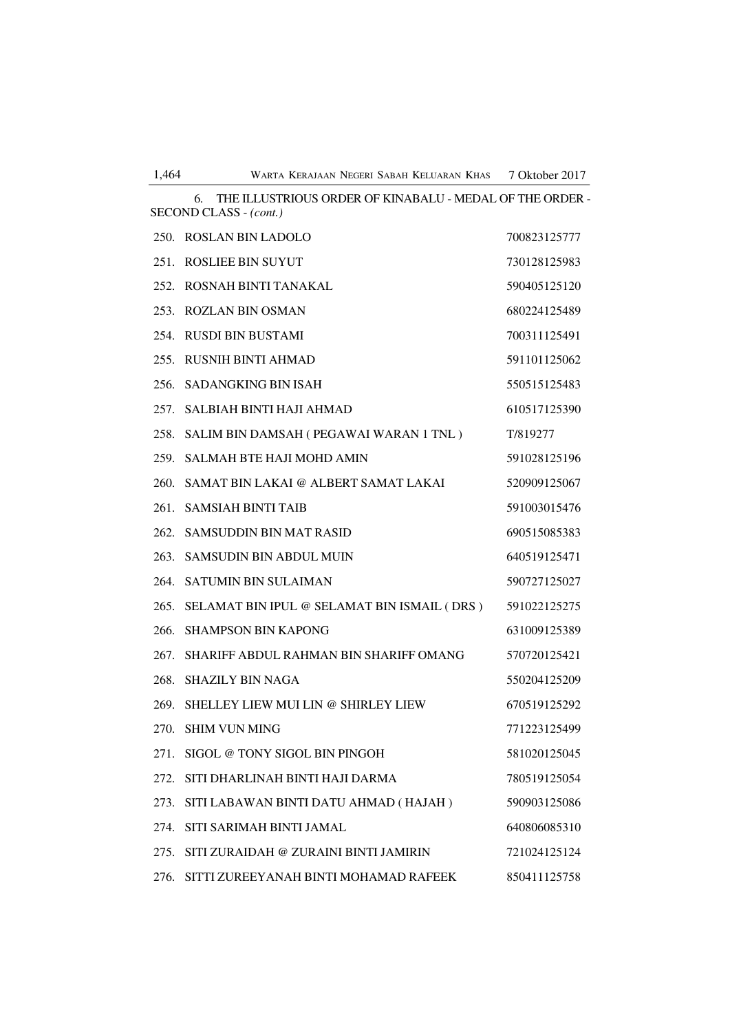6. THE ILLUSTRIOUS ORDER OF KINABALU - MEDAL OF THE ORDER - SECOND CLASS - *(cont.)*

| | | |
|---|---|---|
| 250. | ROSLAN BIN LADOLO | 700823125777 |
| 251. | ROSLIEE BIN SUYUT | 730128125983 |
| 252. | ROSNAH BINTI TANAKAL | 590405125120 |
| 253. | ROZLAN BIN OSMAN | 680224125489 |
| 254. | RUSDI BIN BUSTAMI | 700311125491 |
| 255. | RUSNIH BINTI AHMAD | 591101125062 |
| 256. | SADANGKING BIN ISAH | 550515125483 |
| 257. | SALBIAH BINTI HAJI AHMAD | 610517125390 |
| 258. | SALIM BIN DAMSAH ( PEGAWAI WARAN 1 TNL ) | T/819277 |
| 259. | SALMAH BTE HAJI MOHD AMIN | 591028125196 |
| 260. | SAMAT BIN LAKAI @ ALBERT SAMAT LAKAI | 520909125067 |
| 261. | SAMSIAH BINTI TAIB | 591003015476 |
| 262. | SAMSUDDIN BIN MAT RASID | 690515085383 |
| 263. | SAMSUDIN BIN ABDUL MUIN | 640519125471 |
| 264. | SATUMIN BIN SULAIMAN | 590727125027 |
| 265. | SELAMAT BIN IPUL @ SELAMAT BIN ISMAIL ( DRS ) | 591022125275 |
| 266. | SHAMPSON BIN KAPONG | 631009125389 |
| 267. | SHARIFF ABDUL RAHMAN BIN SHARIFF OMANG | 570720125421 |
| 268. | SHAZILY BIN NAGA | 550204125209 |
| 269. | SHELLEY LIEW MUI LIN @ SHIRLEY LIEW | 670519125292 |
| 270. | SHIM VUN MING | 771223125499 |
| 271. | SIGOL @ TONY SIGOL BIN PINGOH | 581020125045 |
| 272. | SITI DHARLINAH BINTI HAJI DARMA | 780519125054 |
| 273. | SITI LABAWAN BINTI DATU AHMAD ( HAJAH ) | 590903125086 |
| 274. | SITI SARIMAH BINTI JAMAL | 640806085310 |
| 275. | SITI ZURAIDAH @ ZURAINI BINTI JAMIRIN | 721024125124 |
| 276. | SITTI ZUREEYANAH BINTI MOHAMAD RAFEEK | 850411125758 |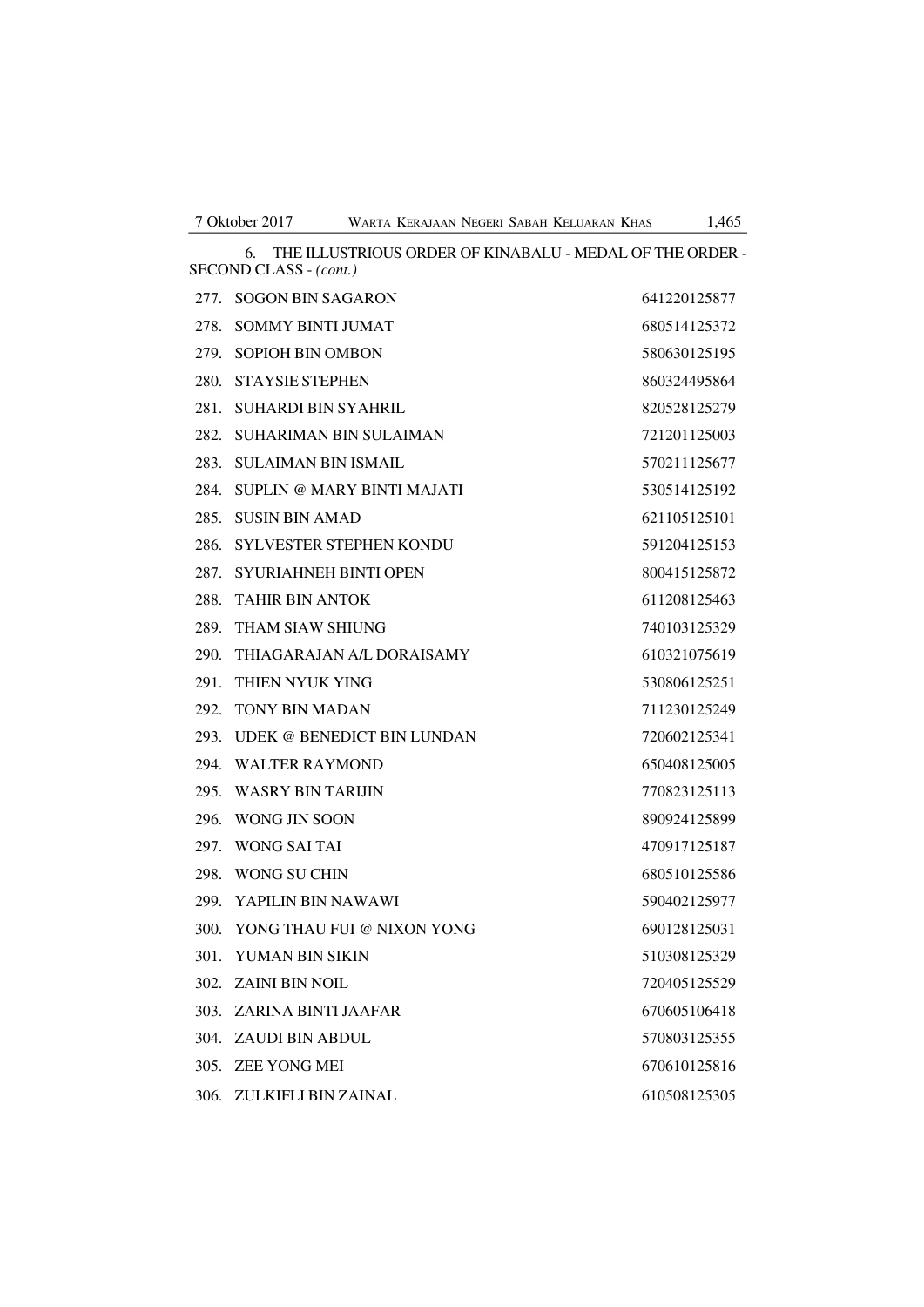6. THE ILLUSTRIOUS ORDER OF KINABALU - MEDAL OF THE ORDER - SECOND CLASS - *(cont.)*

| | | |
|---|---|---|
| 277. | SOGON BIN SAGARON | 641220125877 |
| 278. | SOMMY BINTI JUMAT | 680514125372 |
| 279. | SOPIOH BIN OMBON | 580630125195 |
| 280. | STAYSIE STEPHEN | 860324495864 |
| 281. | SUHARDI BIN SYAHRIL | 820528125279 |
| 282. | SUHARIMAN BIN SULAIMAN | 721201125003 |
| 283. | SULAIMAN BIN ISMAIL | 570211125677 |
| 284. | SUPLIN @ MARY BINTI MAJATI | 530514125192 |
| 285. | SUSIN BIN AMAD | 621105125101 |
| 286. | SYLVESTER STEPHEN KONDU | 591204125153 |
| 287. | SYURIAHNEH BINTI OPEN | 800415125872 |
| 288. | TAHIR BIN ANTOK | 611208125463 |
| 289. | THAM SIAW SHIUNG | 740103125329 |
| 290. | THIAGARAJAN A/L DORAISAMY | 610321075619 |
| 291. | THIEN NYUK YING | 530806125251 |
| 292. | TONY BIN MADAN | 711230125249 |
| 293. | UDEK @ BENEDICT BIN LUNDAN | 720602125341 |
| 294. | WALTER RAYMOND | 650408125005 |
| 295. | WASRY BIN TARIJIN | 770823125113 |
| 296. | WONG JIN SOON | 890924125899 |
| 297. | WONG SAI TAI | 470917125187 |
| 298. | WONG SU CHIN | 680510125586 |
| 299. | YAPILIN BIN NAWAWI | 590402125977 |
| 300. | YONG THAU FUI @ NIXON YONG | 690128125031 |
| 301. | YUMAN BIN SIKIN | 510308125329 |
| 302. | ZAINI BIN NOIL | 720405125529 |
| 303. | ZARINA BINTI JAAFAR | 670605106418 |
| 304. | ZAUDI BIN ABDUL | 570803125355 |
| 305. | ZEE YONG MEI | 670610125816 |
| 306. | ZULKIFLI BIN ZAINAL | 610508125305 |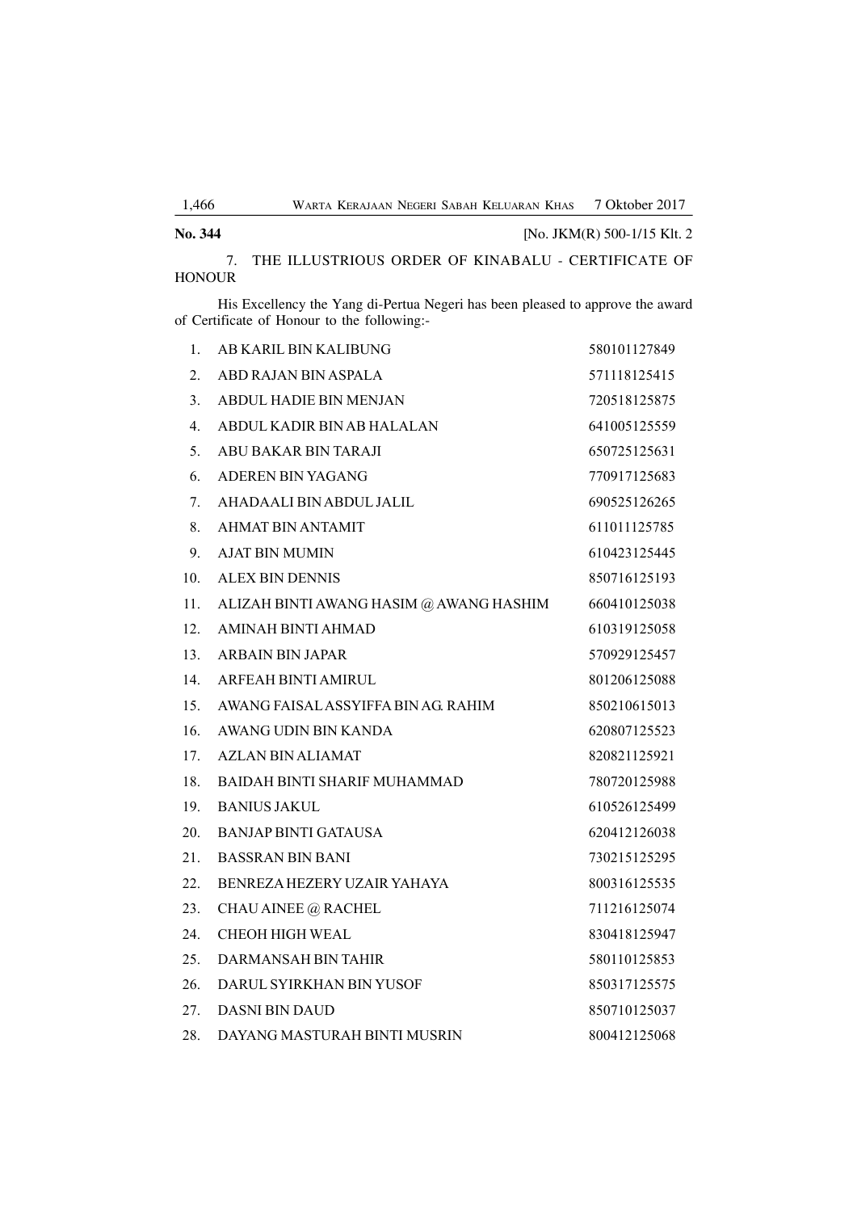**No. 344** [No. JKM(R) 500-1/15 Klt. 2

7. THE ILLUSTRIOUS ORDER OF KINABALU - CERTIFICATE OF HONOUR

His Excellency the Yang di-Pertua Negeri has been pleased to approve the award of Certificate of Honour to the following:-

| | | |
|---|---|---|
| 1. | AB KARIL BIN KALIBUNG | 580101127849 |
| 2. | ABD RAJAN BIN ASPALA | 571118125415 |
| 3. | ABDUL HADIE BIN MENJAN | 720518125875 |
| 4. | ABDUL KADIR BIN AB HALALAN | 641005125559 |
| 5. | ABU BAKAR BIN TARAJI | 650725125631 |
| 6. | ADEREN BIN YAGANG | 770917125683 |
| 7. | AHADAALI BIN ABDUL JALIL | 690525126265 |
| 8. | AHMAT BIN ANTAMIT | 611011125785 |
| 9. | AJAT BIN MUMIN | 610423125445 |
| 10. | ALEX BIN DENNIS | 850716125193 |
| 11. | ALIZAH BINTI AWANG HASIM @ AWANG HASHIM | 660410125038 |
| 12. | AMINAH BINTI AHMAD | 610319125058 |
| 13. | ARBAIN BIN JAPAR | 570929125457 |
| 14. | ARFEAH BINTI AMIRUL | 801206125088 |
| 15. | AWANG FAISAL ASSYIFFA BIN AG. RAHIM | 850210615013 |
| 16. | AWANG UDIN BIN KANDA | 620807125523 |
| 17. | AZLAN BIN ALIAMAT | 820821125921 |
| 18. | BAIDAH BINTI SHARIF MUHAMMAD | 780720125988 |
| 19. | BANIUS JAKUL | 610526125499 |
| 20. | BANJAP BINTI GATAUSA | 620412126038 |
| 21. | BASSRAN BIN BANI | 730215125295 |
| 22. | BENREZA HEZERY UZAIR YAHAYA | 800316125535 |
| 23. | CHAU AINEE @ RACHEL | 711216125074 |
| 24. | CHEOH HIGH WEAL | 830418125947 |
| 25. | DARMANSAH BIN TAHIR | 580110125853 |
| 26. | DARUL SYIRKHAN BIN YUSOF | 850317125575 |
| 27. | DASNI BIN DAUD | 850710125037 |
| 28. | DAYANG MASTURAH BINTI MUSRIN | 800412125068 |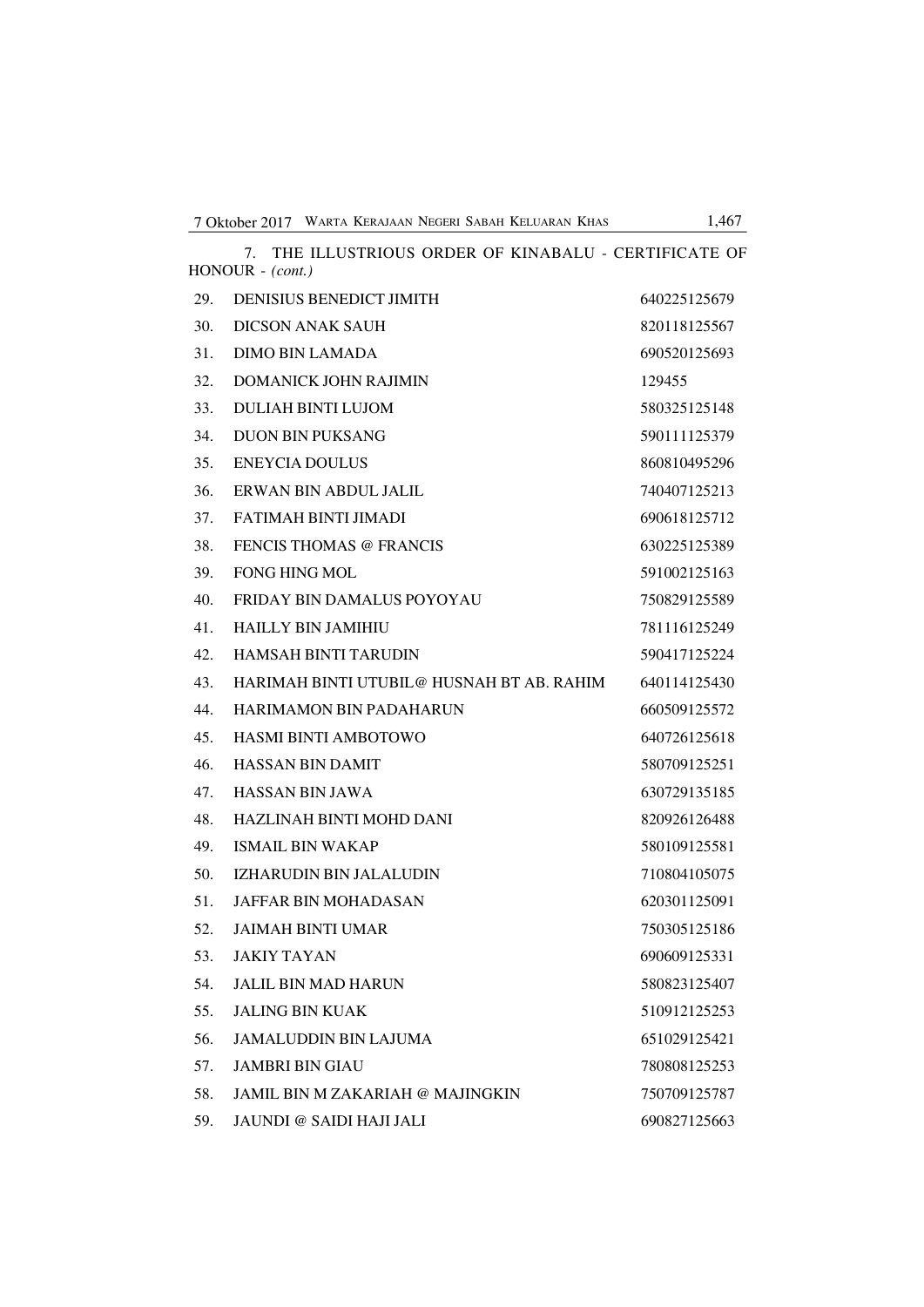7. THE ILLUSTRIOUS ORDER OF KINABALU - CERTIFICATE OF HONOUR - *(cont.)*

| | | |
|---|---|---|
| 29. | DENISIUS BENEDICT JIMITH | 640225125679 |
| 30. | DICSON ANAK SAUH | 820118125567 |
| 31. | DIMO BIN LAMADA | 690520125693 |
| 32. | DOMANICK JOHN RAJIMIN | 129455 |
| 33. | DULIAH BINTI LUJOM | 580325125148 |
| 34. | DUON BIN PUKSANG | 590111125379 |
| 35. | ENEYCIA DOULUS | 860810495296 |
| 36. | ERWAN BIN ABDUL JALIL | 740407125213 |
| 37. | FATIMAH BINTI JIMADI | 690618125712 |
| 38. | FENCIS THOMAS @ FRANCIS | 630225125389 |
| 39. | FONG HING MOL | 591002125163 |
| 40. | FRIDAY BIN DAMALUS POYOYAU | 750829125589 |
| 41. | HAILLY BIN JAMIHIU | 781116125249 |
| 42. | HAMSAH BINTI TARUDIN | 590417125224 |
| 43. | HARIMAH BINTI UTUBIL@ HUSNAH BT AB. RAHIM | 640114125430 |
| 44. | HARIMAMON BIN PADAHARUN | 660509125572 |
| 45. | HASMI BINTI AMBOTOWO | 640726125618 |
| 46. | HASSAN BIN DAMIT | 580709125251 |
| 47. | HASSAN BIN JAWA | 630729135185 |
| 48. | HAZLINAH BINTI MOHD DANI | 820926126488 |
| 49. | ISMAIL BIN WAKAP | 580109125581 |
| 50. | IZHARUDIN BIN JALALUDIN | 710804105075 |
| 51. | JAFFAR BIN MOHADASAN | 620301125091 |
| 52. | JAIMAH BINTI UMAR | 750305125186 |
| 53. | JAKIY TAYAN | 690609125331 |
| 54. | JALIL BIN MAD HARUN | 580823125407 |
| 55. | JALING BIN KUAK | 510912125253 |
| 56. | JAMALUDDIN BIN LAJUMA | 651029125421 |
| 57. | JAMBRI BIN GIAU | 780808125253 |
| 58. | JAMIL BIN M ZAKARIAH @ MAJINGKIN | 750709125787 |
| 59. | JAUNDI @ SAIDI HAJI JALI | 690827125663 |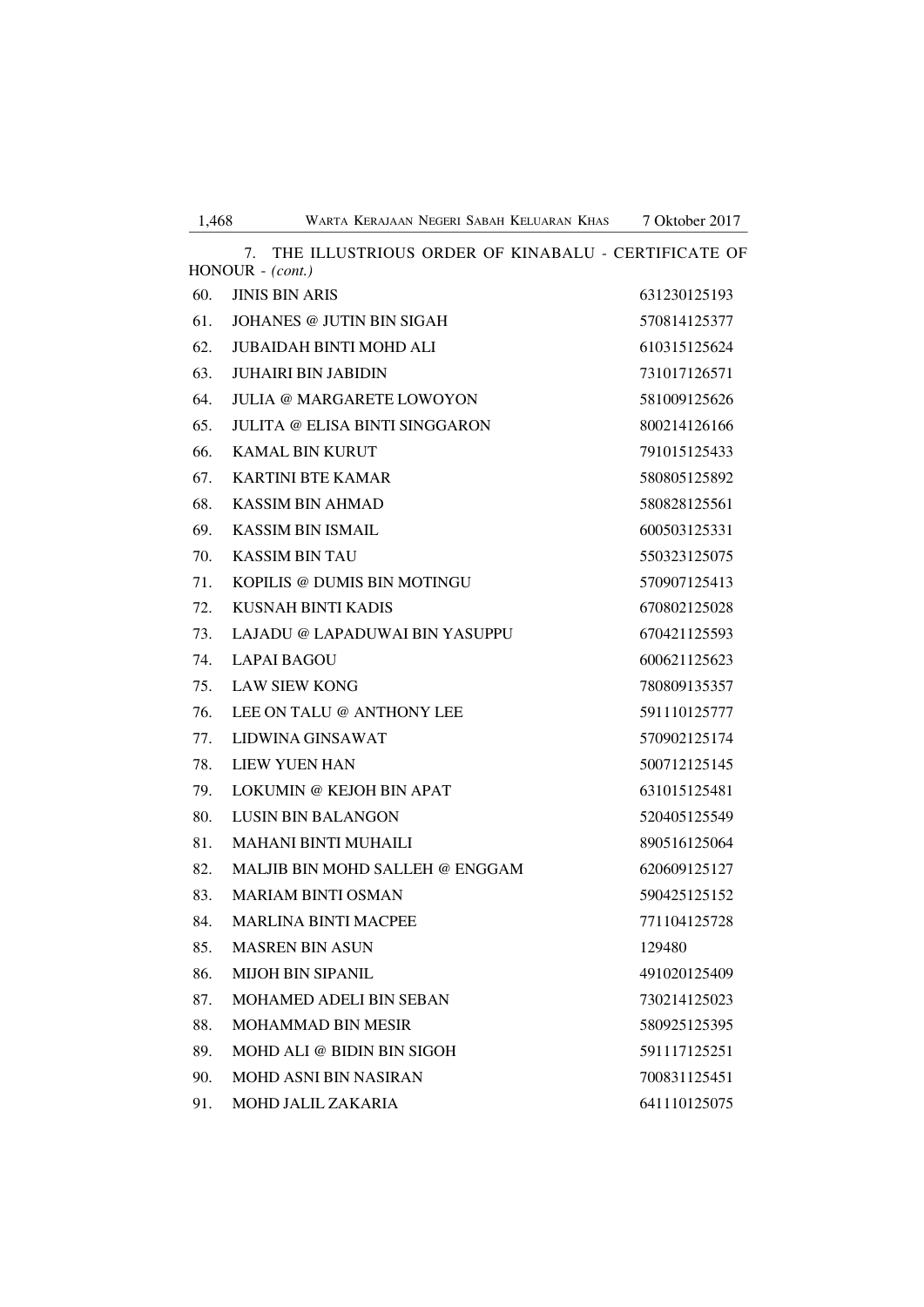7. THE ILLUSTRIOUS ORDER OF KINABALU - CERTIFICATE OF HONOUR - *(cont.)*

| | | |
|---|---|---|
| 60. | JINIS BIN ARIS | 631230125193 |
| 61. | JOHANES @ JUTIN BIN SIGAH | 570814125377 |
| 62. | JUBAIDAH BINTI MOHD ALI | 610315125624 |
| 63. | JUHAIRI BIN JABIDIN | 731017126571 |
| 64. | JULIA @ MARGARETE LOWOYON | 581009125626 |
| 65. | JULITA @ ELISA BINTI SINGGARON | 800214126166 |
| 66. | KAMAL BIN KURUT | 791015125433 |
| 67. | KARTINI BTE KAMAR | 580805125892 |
| 68. | KASSIM BIN AHMAD | 580828125561 |
| 69. | KASSIM BIN ISMAIL | 600503125331 |
| 70. | KASSIM BIN TAU | 550323125075 |
| 71. | KOPILIS @ DUMIS BIN MOTINGU | 570907125413 |
| 72. | KUSNAH BINTI KADIS | 670802125028 |
| 73. | LAJADU @ LAPADUWAI BIN YASUPPU | 670421125593 |
| 74. | LAPAI BAGOU | 600621125623 |
| 75. | LAW SIEW KONG | 780809135357 |
| 76. | LEE ON TALU @ ANTHONY LEE | 591110125777 |
| 77. | LIDWINA GINSAWAT | 570902125174 |
| 78. | LIEW YUEN HAN | 500712125145 |
| 79. | LOKUMIN @ KEJOH BIN APAT | 631015125481 |
| 80. | LUSIN BIN BALANGON | 520405125549 |
| 81. | MAHANI BINTI MUHAILI | 890516125064 |
| 82. | MALJIB BIN MOHD SALLEH @ ENGGAM | 620609125127 |
| 83. | MARIAM BINTI OSMAN | 590425125152 |
| 84. | MARLINA BINTI MACPEE | 771104125728 |
| 85. | MASREN BIN ASUN | 129480 |
| 86. | MIJOH BIN SIPANIL | 491020125409 |
| 87. | MOHAMED ADELI BIN SEBAN | 730214125023 |
| 88. | MOHAMMAD BIN MESIR | 580925125395 |
| 89. | MOHD ALI @ BIDIN BIN SIGOH | 591117125251 |
| 90. | MOHD ASNI BIN NASIRAN | 700831125451 |
| 91. | MOHD JALIL ZAKARIA | 641110125075 |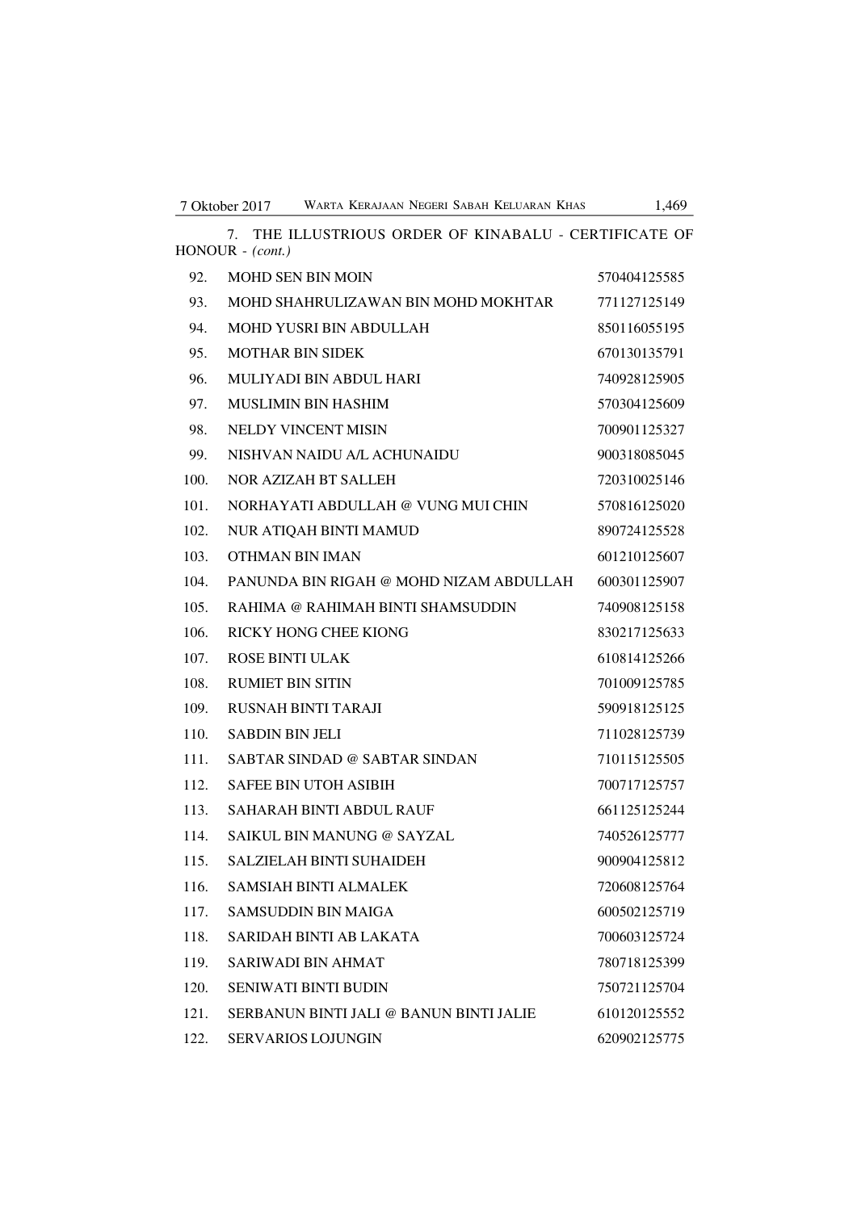7. THE ILLUSTRIOUS ORDER OF KINABALU - CERTIFICATE OF HONOUR - *(cont.)*

| | | |
|---|---|---|
| 92. | MOHD SEN BIN MOIN | 570404125585 |
| 93. | MOHD SHAHRULIZAWAN BIN MOHD MOKHTAR | 771127125149 |
| 94. | MOHD YUSRI BIN ABDULLAH | 850116055195 |
| 95. | MOTHAR BIN SIDEK | 670130135791 |
| 96. | MULIYADI BIN ABDUL HARI | 740928125905 |
| 97. | MUSLIMIN BIN HASHIM | 570304125609 |
| 98. | NELDY VINCENT MISIN | 700901125327 |
| 99. | NISHVAN NAIDU A/L ACHUNAIDU | 900318085045 |
| 100. | NOR AZIZAH BT SALLEH | 720310025146 |
| 101. | NORHAYATI ABDULLAH @ VUNG MUI CHIN | 570816125020 |
| 102. | NUR ATIQAH BINTI MAMUD | 890724125528 |
| 103. | OTHMAN BIN IMAN | 601210125607 |
| 104. | PANUNDA BIN RIGAH @ MOHD NIZAM ABDULLAH | 600301125907 |
| 105. | RAHIMA @ RAHIMAH BINTI SHAMSUDDIN | 740908125158 |
| 106. | RICKY HONG CHEE KIONG | 830217125633 |
| 107. | ROSE BINTI ULAK | 610814125266 |
| 108. | RUMIET BIN SITIN | 701009125785 |
| 109. | RUSNAH BINTI TARAJI | 590918125125 |
| 110. | SABDIN BIN JELI | 711028125739 |
| 111. | SABTAR SINDAD @ SABTAR SINDAN | 710115125505 |
| 112. | SAFEE BIN UTOH ASIBIH | 700717125757 |
| 113. | SAHARAH BINTI ABDUL RAUF | 661125125244 |
| 114. | SAIKUL BIN MANUNG @ SAYZAL | 740526125777 |
| 115. | SALZIELAH BINTI SUHAIDEH | 900904125812 |
| 116. | SAMSIAH BINTI ALMALEK | 720608125764 |
| 117. | SAMSUDDIN BIN MAIGA | 600502125719 |
| 118. | SARIDAH BINTI AB LAKATA | 700603125724 |
| 119. | SARIWADI BIN AHMAT | 780718125399 |
| 120. | SENIWATI BINTI BUDIN | 750721125704 |
| 121. | SERBANUN BINTI JALI @ BANUN BINTI JALIE | 610120125552 |
| 122. | SERVARIOS LOJUNGIN | 620902125775 |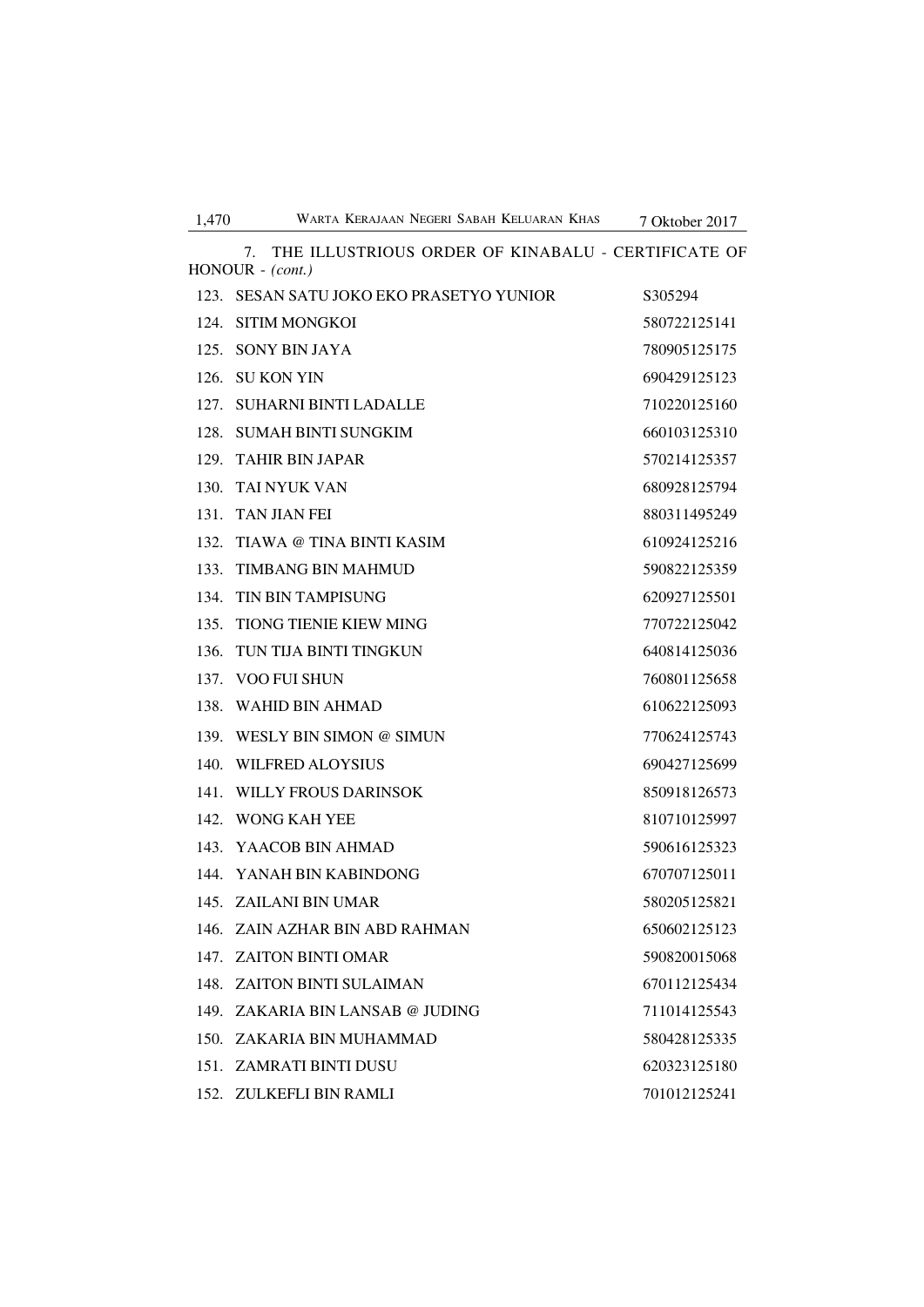7. THE ILLUSTRIOUS ORDER OF KINABALU - CERTIFICATE OF HONOUR - *(cont.)*

| | | |
|---|---|---|
| 123. | SESAN SATU JOKO EKO PRASETYO YUNIOR | S305294 |
| 124. | SITIM MONGKOI | 580722125141 |
| 125. | SONY BIN JAYA | 780905125175 |
| 126. | SU KON YIN | 690429125123 |
| 127. | SUHARNI BINTI LADALLE | 710220125160 |
| 128. | SUMAH BINTI SUNGKIM | 660103125310 |
| 129. | TAHIR BIN JAPAR | 570214125357 |
| 130. | TAI NYUK VAN | 680928125794 |
| 131. | TAN JIAN FEI | 880311495249 |
| 132. | TIAWA @ TINA BINTI KASIM | 610924125216 |
| 133. | TIMBANG BIN MAHMUD | 590822125359 |
| 134. | TIN BIN TAMPISUNG | 620927125501 |
| 135. | TIONG TIENIE KIEW MING | 770722125042 |
| 136. | TUN TIJA BINTI TINGKUN | 640814125036 |
| 137. | VOO FUI SHUN | 760801125658 |
| 138. | WAHID BIN AHMAD | 610622125093 |
| 139. | WESLY BIN SIMON @ SIMUN | 770624125743 |
| 140. | WILFRED ALOYSIUS | 690427125699 |
| 141. | WILLY FROUS DARINSOK | 850918126573 |
| 142. | WONG KAH YEE | 810710125997 |
| 143. | YAACOB BIN AHMAD | 590616125323 |
| 144. | YANAH BIN KABINDONG | 670707125011 |
| 145. | ZAILANI BIN UMAR | 580205125821 |
| 146. | ZAIN AZHAR BIN ABD RAHMAN | 650602125123 |
| 147. | ZAITON BINTI OMAR | 590820015068 |
| 148. | ZAITON BINTI SULAIMAN | 670112125434 |
| 149. | ZAKARIA BIN LANSAB @ JUDING | 711014125543 |
| 150. | ZAKARIA BIN MUHAMMAD | 580428125335 |
| 151. | ZAMRATI BINTI DUSU | 620323125180 |
| 152. | ZULKEFLI BIN RAMLI | 701012125241 |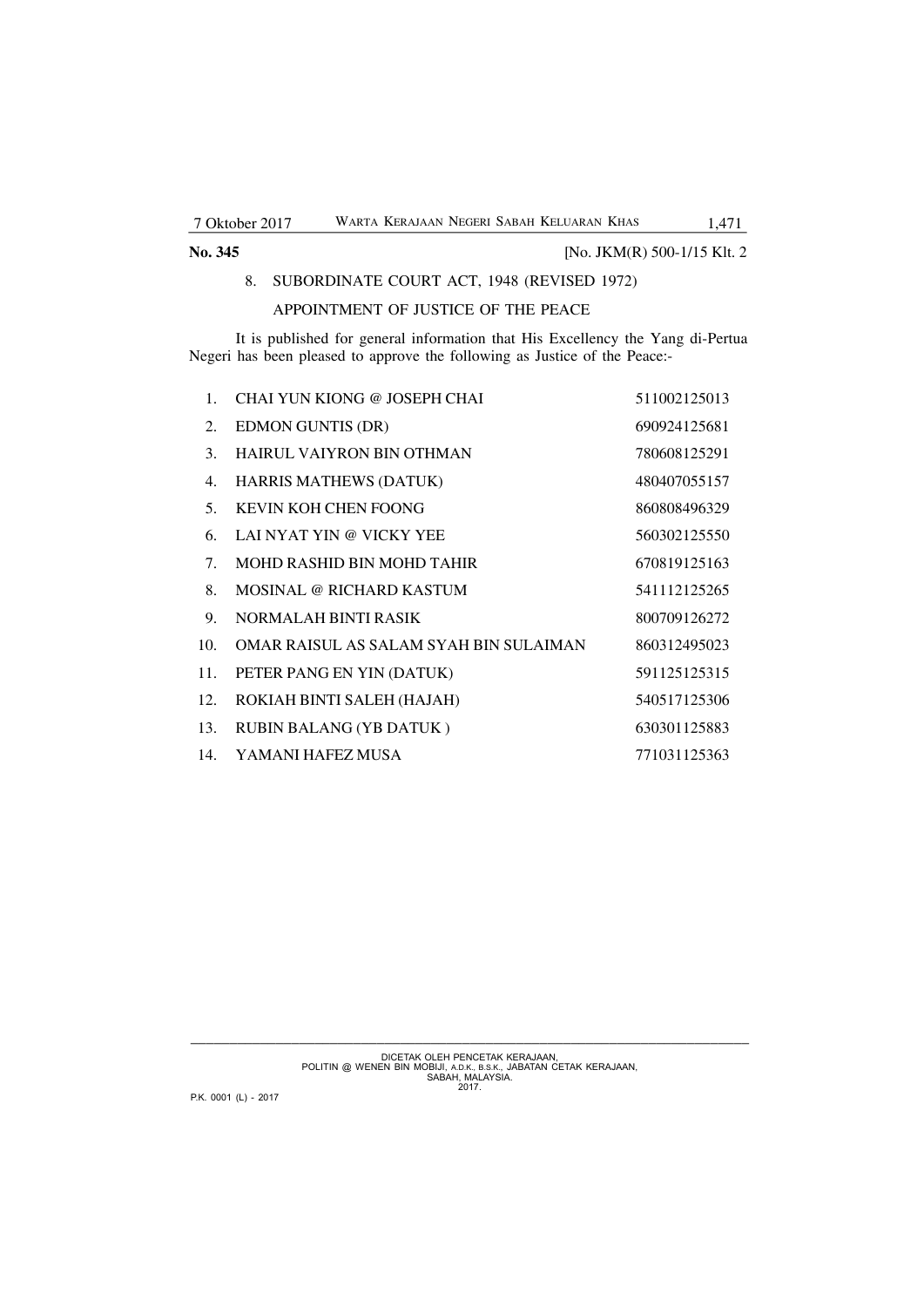**No. 345** [No. JKM(R) 500-1/15 Klt. 2

8. SUBORDINATE COURT ACT, 1948 (REVISED 1972)

APPOINTMENT OF JUSTICE OF THE PEACE

It is published for general information that His Excellency the Yang di-Pertua Negeri has been pleased to approve the following as Justice of the Peace:-

| | | |
|---|---|---|
| 1. | CHAI YUN KIONG @ JOSEPH CHAI | 511002125013 |
| 2. | EDMON GUNTIS (DR) | 690924125681 |
| 3. | HAIRUL VAIYRON BIN OTHMAN | 780608125291 |
| 4. | HARRIS MATHEWS (DATUK) | 480407055157 |
| 5. | KEVIN KOH CHEN FOONG | 860808496329 |
| 6. | LAI NYAT YIN @ VICKY YEE | 560302125550 |
| 7. | MOHD RASHID BIN MOHD TAHIR | 670819125163 |
| 8. | MOSINAL @ RICHARD KASTUM | 541112125265 |
| 9. | NORMALAH BINTI RASIK | 800709126272 |
| 10. | OMAR RAISUL AS SALAM SYAH BIN SULAIMAN | 860312495023 |
| 11. | PETER PANG EN YIN (DATUK) | 591125125315 |
| 12. | ROKIAH BINTI SALEH (HAJAH) | 540517125306 |
| 13. | RUBIN BALANG (YB DATUK ) | 630301125883 |
| 14. | YAMANI HAFEZ MUSA | 771031125363 |

DICETAK OLEH PENCETAK KERAJAAN,
POLITIN @ WENEN BIN MOBIJI, A.D.K., B.S.K., JABATAN CETAK KERAJAAN,
SABAH, MALAYSIA.
2017.

P.K. 0001 (L) - 2017